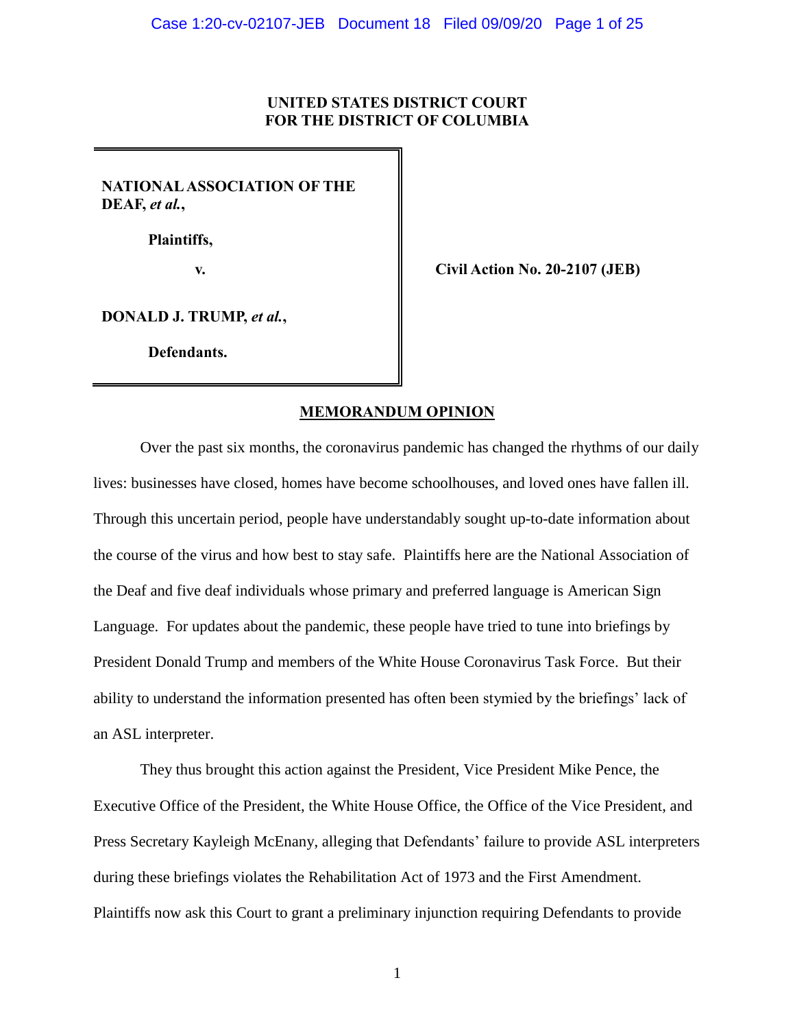**UNITED STATES DISTRICT COURT**
**FOR THE DISTRICT OF COLUMBIA**

**NATIONAL ASSOCIATION OF THE DEAF,** ***et al.*****,**

**Plaintiffs,**

**v.**

**DONALD J. TRUMP,** ***et al.*****,**

**Defendants.**

**Civil Action No. 20-2107 (JEB)**

**MEMORANDUM OPINION**

Over the past six months, the coronavirus pandemic has changed the rhythms of our daily lives: businesses have closed, homes have become schoolhouses, and loved ones have fallen ill. Through this uncertain period, people have understandably sought up-to-date information about the course of the virus and how best to stay safe. Plaintiffs here are the National Association of the Deaf and five deaf individuals whose primary and preferred language is American Sign Language. For updates about the pandemic, these people have tried to tune into briefings by President Donald Trump and members of the White House Coronavirus Task Force. But their ability to understand the information presented has often been stymied by the briefings' lack of an ASL interpreter.

They thus brought this action against the President, Vice President Mike Pence, the Executive Office of the President, the White House Office, the Office of the Vice President, and Press Secretary Kayleigh McEnany, alleging that Defendants' failure to provide ASL interpreters during these briefings violates the Rehabilitation Act of 1973 and the First Amendment. Plaintiffs now ask this Court to grant a preliminary injunction requiring Defendants to provide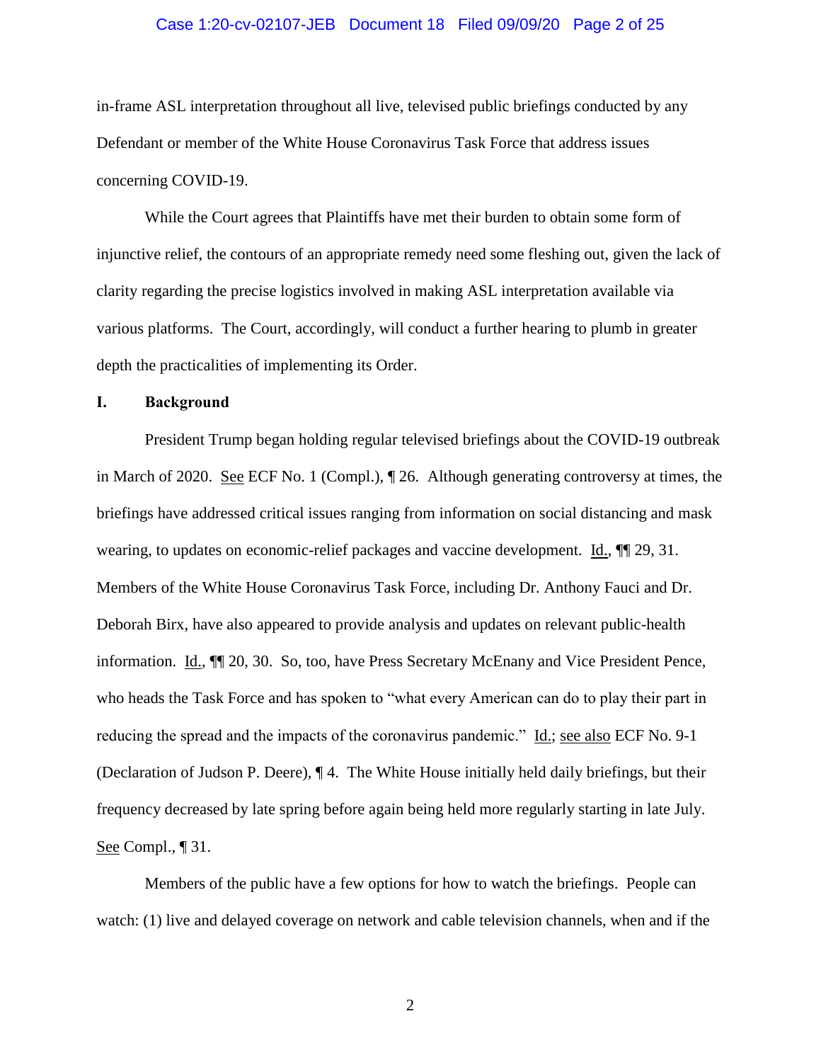in-frame ASL interpretation throughout all live, televised public briefings conducted by any Defendant or member of the White House Coronavirus Task Force that address issues concerning COVID-19.

While the Court agrees that Plaintiffs have met their burden to obtain some form of injunctive relief, the contours of an appropriate remedy need some fleshing out, given the lack of clarity regarding the precise logistics involved in making ASL interpretation available via various platforms. The Court, accordingly, will conduct a further hearing to plumb in greater depth the practicalities of implementing its Order.

## I. Background

President Trump began holding regular televised briefings about the COVID-19 outbreak in March of 2020. See ECF No. 1 (Compl.), ¶ 26. Although generating controversy at times, the briefings have addressed critical issues ranging from information on social distancing and mask wearing, to updates on economic-relief packages and vaccine development. Id., ¶¶ 29, 31. Members of the White House Coronavirus Task Force, including Dr. Anthony Fauci and Dr. Deborah Birx, have also appeared to provide analysis and updates on relevant public-health information. Id., ¶¶ 20, 30. So, too, have Press Secretary McEnany and Vice President Pence, who heads the Task Force and has spoken to "what every American can do to play their part in reducing the spread and the impacts of the coronavirus pandemic." Id.; see also ECF No. 9-1 (Declaration of Judson P. Deere), ¶ 4. The White House initially held daily briefings, but their frequency decreased by late spring before again being held more regularly starting in late July. See Compl., ¶ 31.

Members of the public have a few options for how to watch the briefings. People can watch: (1) live and delayed coverage on network and cable television channels, when and if the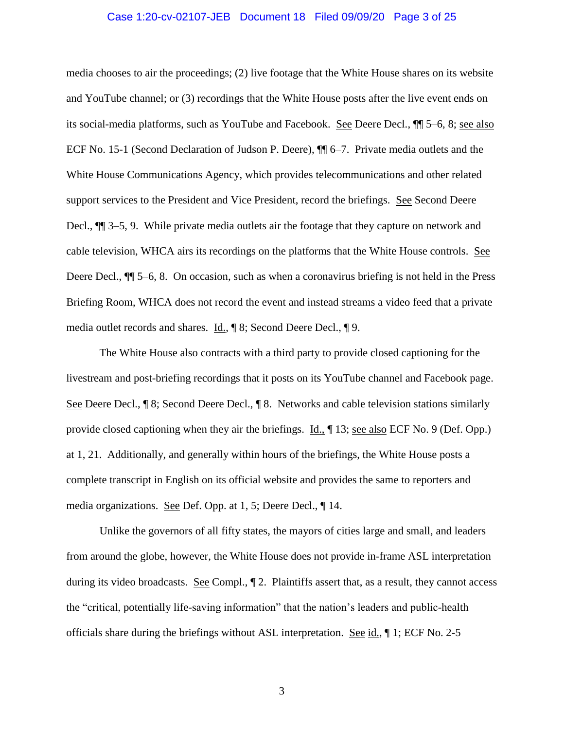media chooses to air the proceedings; (2) live footage that the White House shares on its website and YouTube channel; or (3) recordings that the White House posts after the live event ends on its social-media platforms, such as YouTube and Facebook. See Deere Decl., ¶¶ 5–6, 8; see also ECF No. 15-1 (Second Declaration of Judson P. Deere), ¶¶ 6–7. Private media outlets and the White House Communications Agency, which provides telecommunications and other related support services to the President and Vice President, record the briefings. See Second Deere Decl., ¶¶ 3–5, 9. While private media outlets air the footage that they capture on network and cable television, WHCA airs its recordings on the platforms that the White House controls. See Deere Decl., ¶¶ 5–6, 8. On occasion, such as when a coronavirus briefing is not held in the Press Briefing Room, WHCA does not record the event and instead streams a video feed that a private media outlet records and shares. Id., ¶ 8; Second Deere Decl., ¶ 9.

The White House also contracts with a third party to provide closed captioning for the livestream and post-briefing recordings that it posts on its YouTube channel and Facebook page. See Deere Decl., ¶ 8; Second Deere Decl., ¶ 8. Networks and cable television stations similarly provide closed captioning when they air the briefings. Id., ¶ 13; see also ECF No. 9 (Def. Opp.) at 1, 21. Additionally, and generally within hours of the briefings, the White House posts a complete transcript in English on its official website and provides the same to reporters and media organizations. See Def. Opp. at 1, 5; Deere Decl., ¶ 14.

Unlike the governors of all fifty states, the mayors of cities large and small, and leaders from around the globe, however, the White House does not provide in-frame ASL interpretation during its video broadcasts. See Compl., ¶ 2. Plaintiffs assert that, as a result, they cannot access the "critical, potentially life-saving information" that the nation's leaders and public-health officials share during the briefings without ASL interpretation. See id., ¶ 1; ECF No. 2-5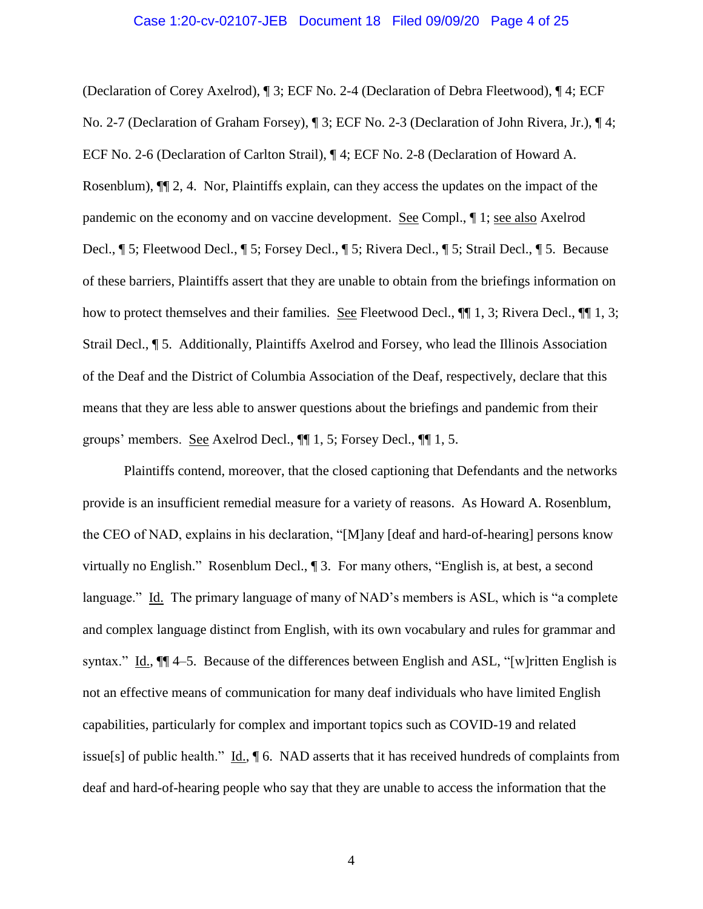(Declaration of Corey Axelrod), ¶ 3; ECF No. 2-4 (Declaration of Debra Fleetwood), ¶ 4; ECF No. 2-7 (Declaration of Graham Forsey), ¶ 3; ECF No. 2-3 (Declaration of John Rivera, Jr.), ¶ 4; ECF No. 2-6 (Declaration of Carlton Strail), ¶ 4; ECF No. 2-8 (Declaration of Howard A. Rosenblum), ¶¶ 2, 4. Nor, Plaintiffs explain, can they access the updates on the impact of the pandemic on the economy and on vaccine development. See Compl., ¶ 1; see also Axelrod Decl., ¶ 5; Fleetwood Decl., ¶ 5; Forsey Decl., ¶ 5; Rivera Decl., ¶ 5; Strail Decl., ¶ 5. Because of these barriers, Plaintiffs assert that they are unable to obtain from the briefings information on how to protect themselves and their families. See Fleetwood Decl., ¶¶ 1, 3; Rivera Decl., ¶¶ 1, 3; Strail Decl., ¶ 5. Additionally, Plaintiffs Axelrod and Forsey, who lead the Illinois Association of the Deaf and the District of Columbia Association of the Deaf, respectively, declare that this means that they are less able to answer questions about the briefings and pandemic from their groups' members. See Axelrod Decl., ¶¶ 1, 5; Forsey Decl., ¶¶ 1, 5.

Plaintiffs contend, moreover, that the closed captioning that Defendants and the networks provide is an insufficient remedial measure for a variety of reasons. As Howard A. Rosenblum, the CEO of NAD, explains in his declaration, "[M]any [deaf and hard-of-hearing] persons know virtually no English." Rosenblum Decl., ¶ 3. For many others, "English is, at best, a second language." Id. The primary language of many of NAD's members is ASL, which is "a complete and complex language distinct from English, with its own vocabulary and rules for grammar and syntax." Id., ¶¶ 4–5. Because of the differences between English and ASL, "[w]ritten English is not an effective means of communication for many deaf individuals who have limited English capabilities, particularly for complex and important topics such as COVID-19 and related issue[s] of public health." Id., ¶ 6. NAD asserts that it has received hundreds of complaints from deaf and hard-of-hearing people who say that they are unable to access the information that the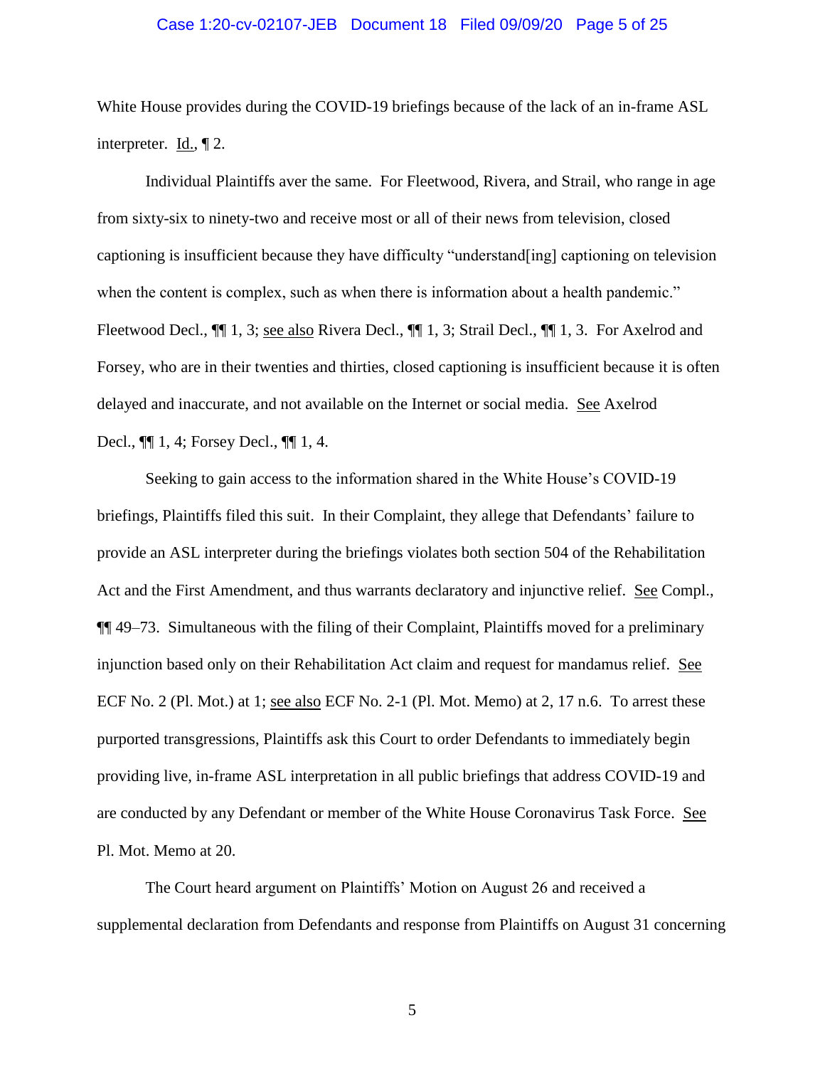White House provides during the COVID-19 briefings because of the lack of an in-frame ASL interpreter. Id., ¶ 2.

Individual Plaintiffs aver the same. For Fleetwood, Rivera, and Strail, who range in age from sixty-six to ninety-two and receive most or all of their news from television, closed captioning is insufficient because they have difficulty "understand[ing] captioning on television when the content is complex, such as when there is information about a health pandemic." Fleetwood Decl., ¶¶ 1, 3; see also Rivera Decl., ¶¶ 1, 3; Strail Decl., ¶¶ 1, 3. For Axelrod and Forsey, who are in their twenties and thirties, closed captioning is insufficient because it is often delayed and inaccurate, and not available on the Internet or social media. See Axelrod Decl., ¶¶ 1, 4; Forsey Decl., ¶¶ 1, 4.

Seeking to gain access to the information shared in the White House's COVID-19 briefings, Plaintiffs filed this suit. In their Complaint, they allege that Defendants' failure to provide an ASL interpreter during the briefings violates both section 504 of the Rehabilitation Act and the First Amendment, and thus warrants declaratory and injunctive relief. See Compl., ¶¶ 49–73. Simultaneous with the filing of their Complaint, Plaintiffs moved for a preliminary injunction based only on their Rehabilitation Act claim and request for mandamus relief. See ECF No. 2 (Pl. Mot.) at 1; see also ECF No. 2-1 (Pl. Mot. Memo) at 2, 17 n.6. To arrest these purported transgressions, Plaintiffs ask this Court to order Defendants to immediately begin providing live, in-frame ASL interpretation in all public briefings that address COVID-19 and are conducted by any Defendant or member of the White House Coronavirus Task Force. See Pl. Mot. Memo at 20.

The Court heard argument on Plaintiffs' Motion on August 26 and received a supplemental declaration from Defendants and response from Plaintiffs on August 31 concerning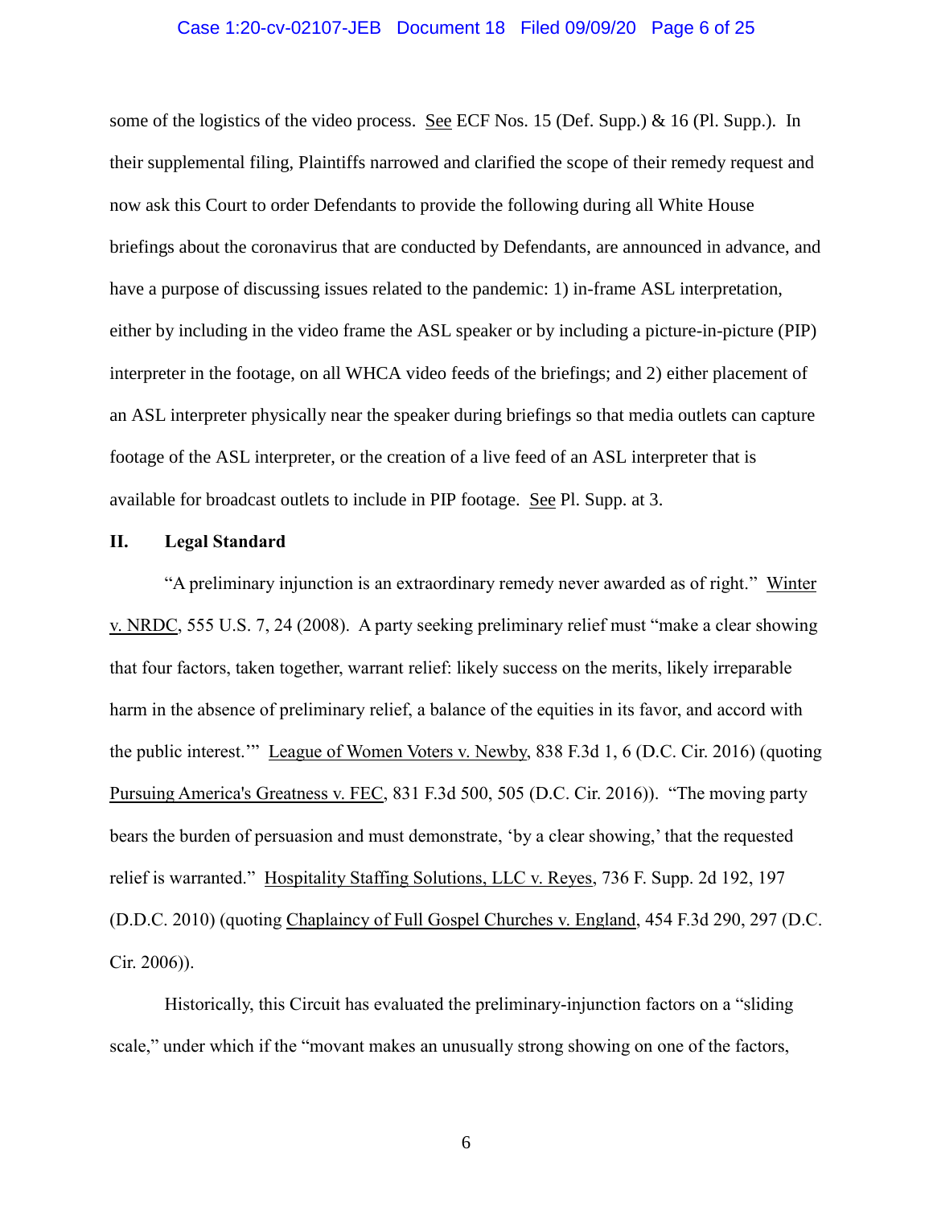some of the logistics of the video process. See ECF Nos. 15 (Def. Supp.) & 16 (Pl. Supp.). In their supplemental filing, Plaintiffs narrowed and clarified the scope of their remedy request and now ask this Court to order Defendants to provide the following during all White House briefings about the coronavirus that are conducted by Defendants, are announced in advance, and have a purpose of discussing issues related to the pandemic: 1) in-frame ASL interpretation, either by including in the video frame the ASL speaker or by including a picture-in-picture (PIP) interpreter in the footage, on all WHCA video feeds of the briefings; and 2) either placement of an ASL interpreter physically near the speaker during briefings so that media outlets can capture footage of the ASL interpreter, or the creation of a live feed of an ASL interpreter that is available for broadcast outlets to include in PIP footage. See Pl. Supp. at 3.

## II. Legal Standard

"A preliminary injunction is an extraordinary remedy never awarded as of right." Winter v. NRDC, 555 U.S. 7, 24 (2008). A party seeking preliminary relief must "make a clear showing that four factors, taken together, warrant relief: likely success on the merits, likely irreparable harm in the absence of preliminary relief, a balance of the equities in its favor, and accord with the public interest.'" League of Women Voters v. Newby, 838 F.3d 1, 6 (D.C. Cir. 2016) (quoting Pursuing America's Greatness v. FEC, 831 F.3d 500, 505 (D.C. Cir. 2016)). "The moving party bears the burden of persuasion and must demonstrate, 'by a clear showing,' that the requested relief is warranted." Hospitality Staffing Solutions, LLC v. Reyes, 736 F. Supp. 2d 192, 197 (D.D.C. 2010) (quoting Chaplaincy of Full Gospel Churches v. England, 454 F.3d 290, 297 (D.C. Cir. 2006)).

Historically, this Circuit has evaluated the preliminary-injunction factors on a "sliding scale," under which if the "movant makes an unusually strong showing on one of the factors,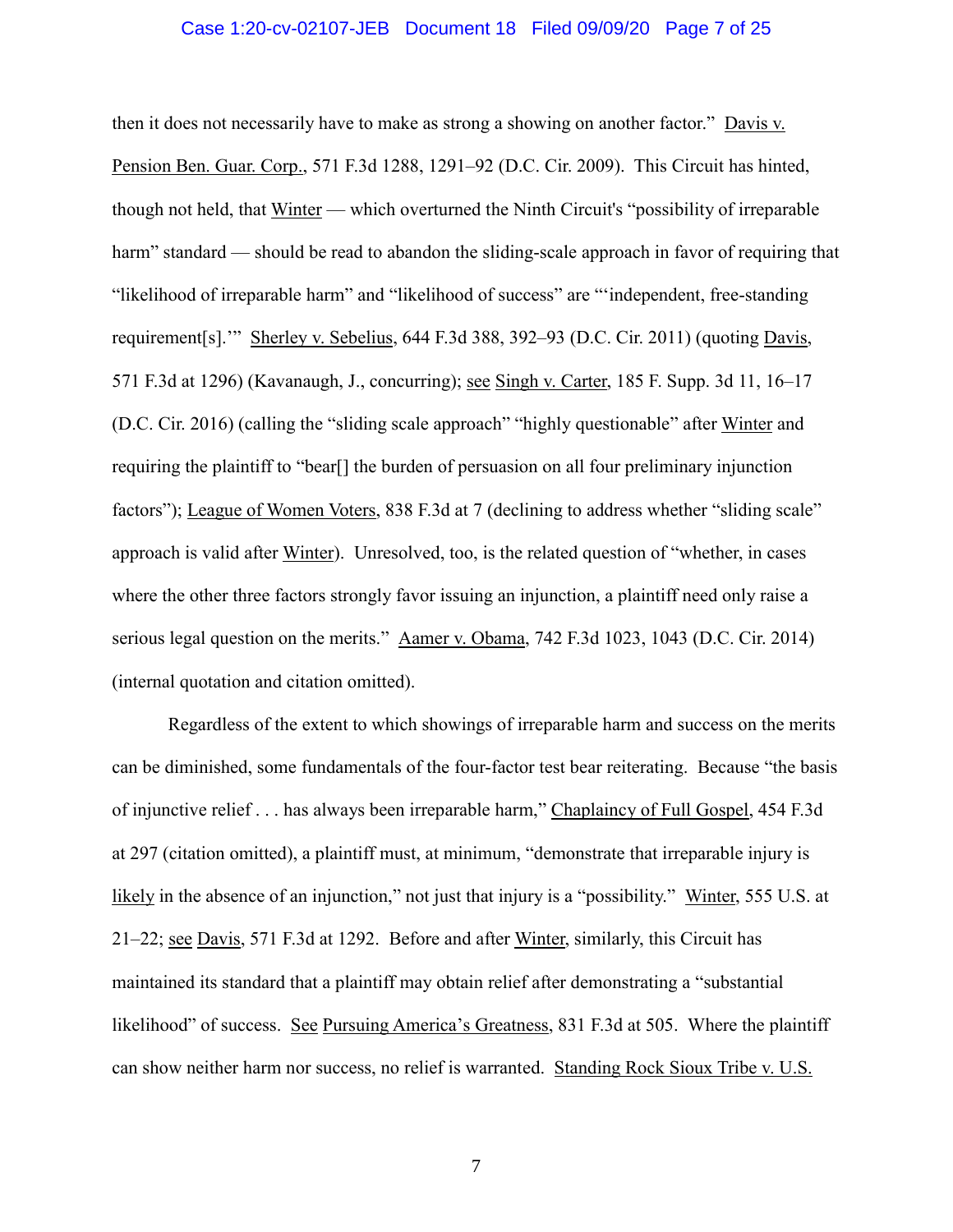then it does not necessarily have to make as strong a showing on another factor." Davis v. Pension Ben. Guar. Corp., 571 F.3d 1288, 1291–92 (D.C. Cir. 2009). This Circuit has hinted, though not held, that Winter — which overturned the Ninth Circuit's "possibility of irreparable harm" standard — should be read to abandon the sliding-scale approach in favor of requiring that "likelihood of irreparable harm" and "likelihood of success" are "'independent, free-standing requirement[s].'" Sherley v. Sebelius, 644 F.3d 388, 392–93 (D.C. Cir. 2011) (quoting Davis, 571 F.3d at 1296) (Kavanaugh, J., concurring); see Singh v. Carter, 185 F. Supp. 3d 11, 16–17 (D.C. Cir. 2016) (calling the "sliding scale approach" "highly questionable" after Winter and requiring the plaintiff to "bear[] the burden of persuasion on all four preliminary injunction factors"); League of Women Voters, 838 F.3d at 7 (declining to address whether "sliding scale" approach is valid after Winter). Unresolved, too, is the related question of "whether, in cases where the other three factors strongly favor issuing an injunction, a plaintiff need only raise a serious legal question on the merits." Aamer v. Obama, 742 F.3d 1023, 1043 (D.C. Cir. 2014) (internal quotation and citation omitted).

Regardless of the extent to which showings of irreparable harm and success on the merits can be diminished, some fundamentals of the four-factor test bear reiterating. Because "the basis of injunctive relief . . . has always been irreparable harm," Chaplaincy of Full Gospel, 454 F.3d at 297 (citation omitted), a plaintiff must, at minimum, "demonstrate that irreparable injury is likely in the absence of an injunction," not just that injury is a "possibility." Winter, 555 U.S. at 21–22; see Davis, 571 F.3d at 1292. Before and after Winter, similarly, this Circuit has maintained its standard that a plaintiff may obtain relief after demonstrating a "substantial likelihood" of success. See Pursuing America's Greatness, 831 F.3d at 505. Where the plaintiff can show neither harm nor success, no relief is warranted. Standing Rock Sioux Tribe v. U.S.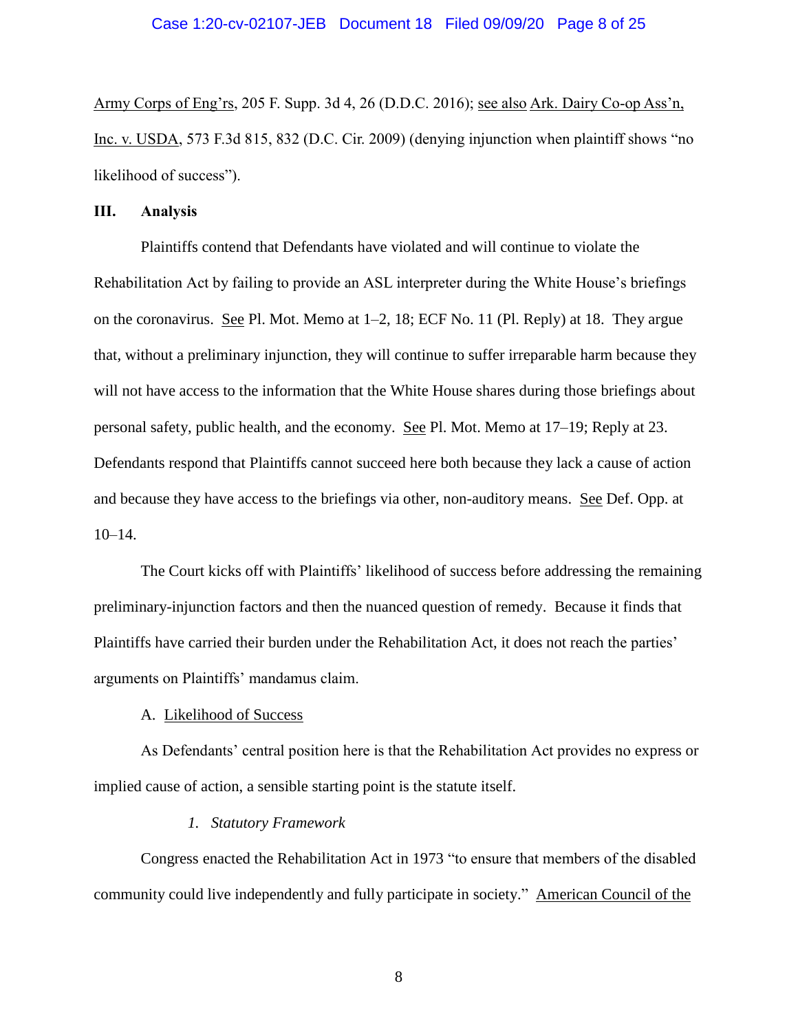Army Corps of Eng'rs, 205 F. Supp. 3d 4, 26 (D.D.C. 2016); see also Ark. Dairy Co-op Ass'n, Inc. v. USDA, 573 F.3d 815, 832 (D.C. Cir. 2009) (denying injunction when plaintiff shows "no likelihood of success").

## III. Analysis

Plaintiffs contend that Defendants have violated and will continue to violate the Rehabilitation Act by failing to provide an ASL interpreter during the White House's briefings on the coronavirus. See Pl. Mot. Memo at 1–2, 18; ECF No. 11 (Pl. Reply) at 18. They argue that, without a preliminary injunction, they will continue to suffer irreparable harm because they will not have access to the information that the White House shares during those briefings about personal safety, public health, and the economy. See Pl. Mot. Memo at 17–19; Reply at 23. Defendants respond that Plaintiffs cannot succeed here both because they lack a cause of action and because they have access to the briefings via other, non-auditory means. See Def. Opp. at 10–14.

The Court kicks off with Plaintiffs' likelihood of success before addressing the remaining preliminary-injunction factors and then the nuanced question of remedy. Because it finds that Plaintiffs have carried their burden under the Rehabilitation Act, it does not reach the parties' arguments on Plaintiffs' mandamus claim.

### A. Likelihood of Success

As Defendants' central position here is that the Rehabilitation Act provides no express or implied cause of action, a sensible starting point is the statute itself.

#### *1. Statutory Framework*

Congress enacted the Rehabilitation Act in 1973 "to ensure that members of the disabled community could live independently and fully participate in society." American Council of the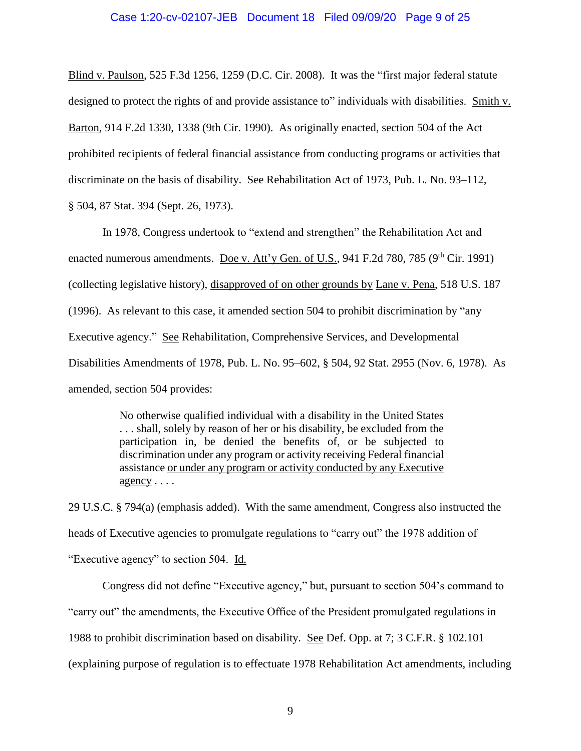Blind v. Paulson, 525 F.3d 1256, 1259 (D.C. Cir. 2008). It was the "first major federal statute designed to protect the rights of and provide assistance to" individuals with disabilities. Smith v. Barton, 914 F.2d 1330, 1338 (9th Cir. 1990). As originally enacted, section 504 of the Act prohibited recipients of federal financial assistance from conducting programs or activities that discriminate on the basis of disability. See Rehabilitation Act of 1973, Pub. L. No. 93–112, § 504, 87 Stat. 394 (Sept. 26, 1973).

In 1978, Congress undertook to "extend and strengthen" the Rehabilitation Act and enacted numerous amendments. Doe v. Att'y Gen. of U.S., 941 F.2d 780, 785 (9th Cir. 1991) (collecting legislative history), disapproved of on other grounds by Lane v. Pena, 518 U.S. 187 (1996). As relevant to this case, it amended section 504 to prohibit discrimination by "any Executive agency." See Rehabilitation, Comprehensive Services, and Developmental Disabilities Amendments of 1978, Pub. L. No. 95–602, § 504, 92 Stat. 2955 (Nov. 6, 1978). As amended, section 504 provides:

> No otherwise qualified individual with a disability in the United States . . . shall, solely by reason of her or his disability, be excluded from the participation in, be denied the benefits of, or be subjected to discrimination under any program or activity receiving Federal financial assistance <u>or under any program or activity conducted by any Executive agency</u> . . . .

29 U.S.C. § 794(a) (emphasis added). With the same amendment, Congress also instructed the heads of Executive agencies to promulgate regulations to "carry out" the 1978 addition of "Executive agency" to section 504. Id.

Congress did not define "Executive agency," but, pursuant to section 504's command to "carry out" the amendments, the Executive Office of the President promulgated regulations in 1988 to prohibit discrimination based on disability. See Def. Opp. at 7; 3 C.F.R. § 102.101 (explaining purpose of regulation is to effectuate 1978 Rehabilitation Act amendments, including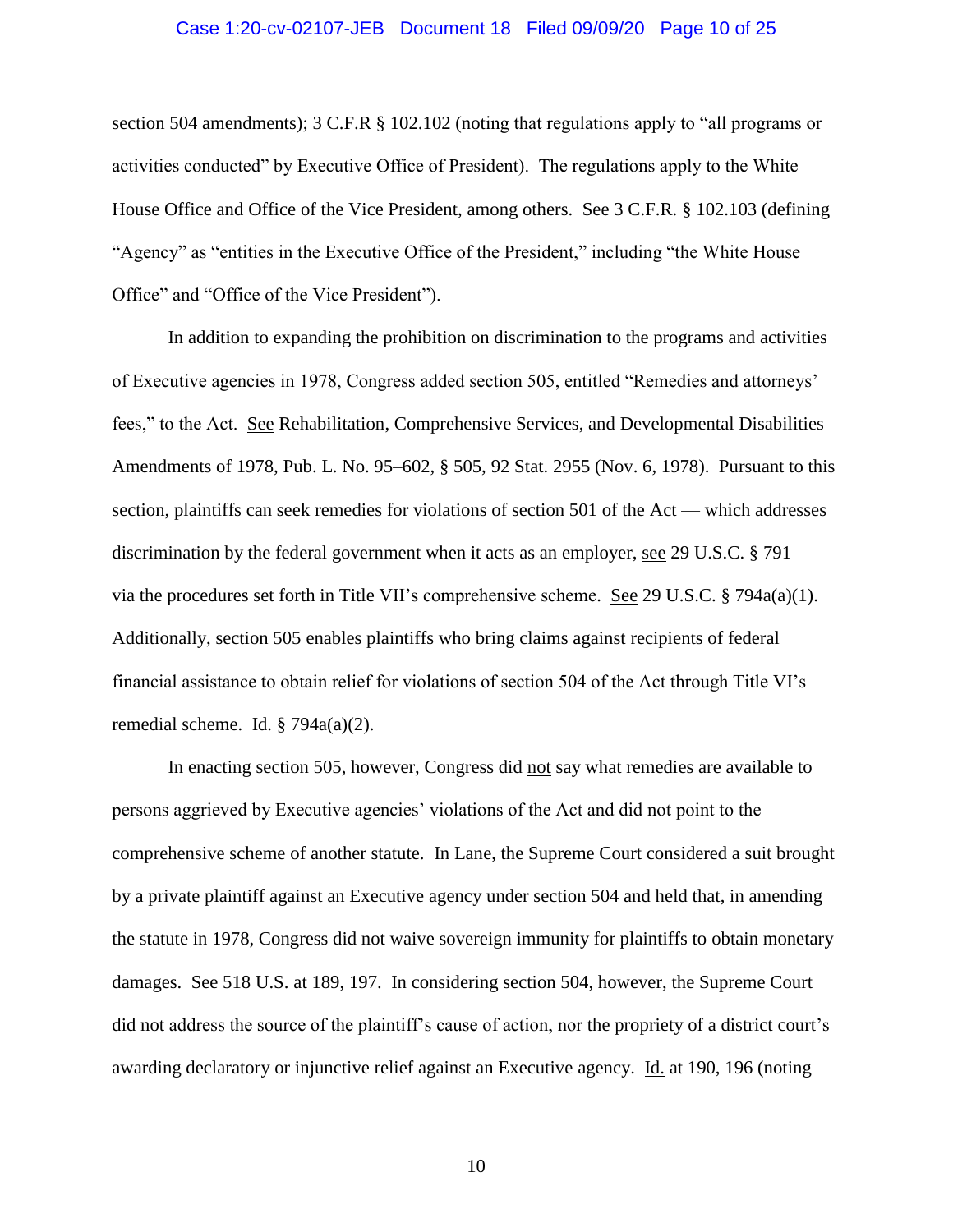section 504 amendments); 3 C.F.R § 102.102 (noting that regulations apply to "all programs or activities conducted" by Executive Office of President). The regulations apply to the White House Office and Office of the Vice President, among others. See 3 C.F.R. § 102.103 (defining "Agency" as "entities in the Executive Office of the President," including "the White House Office" and "Office of the Vice President").

In addition to expanding the prohibition on discrimination to the programs and activities of Executive agencies in 1978, Congress added section 505, entitled "Remedies and attorneys' fees," to the Act. See Rehabilitation, Comprehensive Services, and Developmental Disabilities Amendments of 1978, Pub. L. No. 95–602, § 505, 92 Stat. 2955 (Nov. 6, 1978). Pursuant to this section, plaintiffs can seek remedies for violations of section 501 of the Act — which addresses discrimination by the federal government when it acts as an employer, see 29 U.S.C. § 791 — via the procedures set forth in Title VII's comprehensive scheme. See 29 U.S.C. § 794a(a)(1). Additionally, section 505 enables plaintiffs who bring claims against recipients of federal financial assistance to obtain relief for violations of section 504 of the Act through Title VI's remedial scheme. Id. § 794a(a)(2).

In enacting section 505, however, Congress did not say what remedies are available to persons aggrieved by Executive agencies' violations of the Act and did not point to the comprehensive scheme of another statute. In Lane, the Supreme Court considered a suit brought by a private plaintiff against an Executive agency under section 504 and held that, in amending the statute in 1978, Congress did not waive sovereign immunity for plaintiffs to obtain monetary damages. See 518 U.S. at 189, 197. In considering section 504, however, the Supreme Court did not address the source of the plaintiff's cause of action, nor the propriety of a district court's awarding declaratory or injunctive relief against an Executive agency. Id. at 190, 196 (noting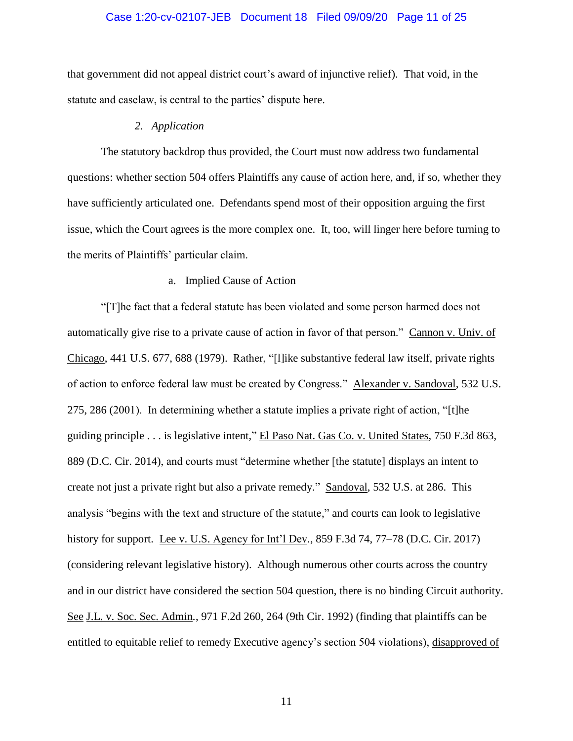that government did not appeal district court's award of injunctive relief). That void, in the statute and caselaw, is central to the parties' dispute here.

### *2. Application*

The statutory backdrop thus provided, the Court must now address two fundamental questions: whether section 504 offers Plaintiffs any cause of action here, and, if so, whether they have sufficiently articulated one. Defendants spend most of their opposition arguing the first issue, which the Court agrees is the more complex one. It, too, will linger here before turning to the merits of Plaintiffs' particular claim.

#### a. Implied Cause of Action

"[T]he fact that a federal statute has been violated and some person harmed does not automatically give rise to a private cause of action in favor of that person." Cannon v. Univ. of Chicago, 441 U.S. 677, 688 (1979). Rather, "[l]ike substantive federal law itself, private rights of action to enforce federal law must be created by Congress." Alexander v. Sandoval, 532 U.S. 275, 286 (2001). In determining whether a statute implies a private right of action, "[t]he guiding principle . . . is legislative intent," El Paso Nat. Gas Co. v. United States, 750 F.3d 863, 889 (D.C. Cir. 2014), and courts must "determine whether [the statute] displays an intent to create not just a private right but also a private remedy." Sandoval, 532 U.S. at 286. This analysis "begins with the text and structure of the statute," and courts can look to legislative history for support. Lee v. U.S. Agency for Int'l Dev., 859 F.3d 74, 77–78 (D.C. Cir. 2017) (considering relevant legislative history). Although numerous other courts across the country and in our district have considered the section 504 question, there is no binding Circuit authority. See J.L. v. Soc. Sec. Admin., 971 F.2d 260, 264 (9th Cir. 1992) (finding that plaintiffs can be entitled to equitable relief to remedy Executive agency's section 504 violations), disapproved of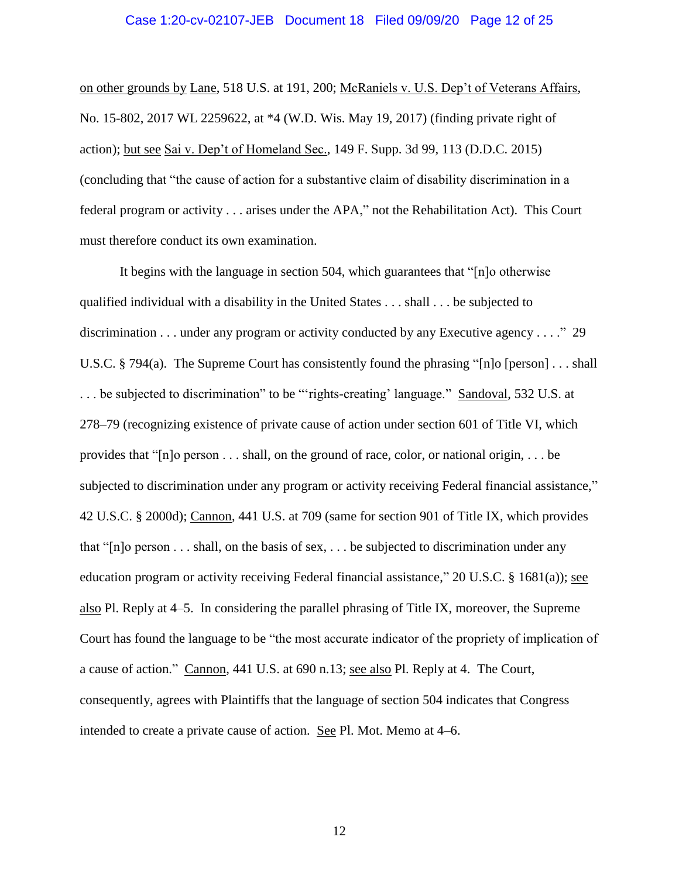on other grounds by Lane, 518 U.S. at 191, 200; McRaniels v. U.S. Dep't of Veterans Affairs, No. 15-802, 2017 WL 2259622, at *4 (W.D. Wis. May 19, 2017) (finding private right of action); but see Sai v. Dep't of Homeland Sec., 149 F. Supp. 3d 99, 113 (D.D.C. 2015) (concluding that "the cause of action for a substantive claim of disability discrimination in a federal program or activity . . . arises under the APA," not the Rehabilitation Act). This Court must therefore conduct its own examination.

It begins with the language in section 504, which guarantees that "[n]o otherwise qualified individual with a disability in the United States . . . shall . . . be subjected to discrimination . . . under any program or activity conducted by any Executive agency . . . ." 29 U.S.C. § 794(a). The Supreme Court has consistently found the phrasing "[n]o [person] . . . shall . . . be subjected to discrimination" to be "'rights-creating' language." Sandoval, 532 U.S. at 278–79 (recognizing existence of private cause of action under section 601 of Title VI, which provides that "[n]o person . . . shall, on the ground of race, color, or national origin, . . . be subjected to discrimination under any program or activity receiving Federal financial assistance," 42 U.S.C. § 2000d); Cannon, 441 U.S. at 709 (same for section 901 of Title IX, which provides that "[n]o person . . . shall, on the basis of sex, . . . be subjected to discrimination under any education program or activity receiving Federal financial assistance," 20 U.S.C. § 1681(a)); see also Pl. Reply at 4–5. In considering the parallel phrasing of Title IX, moreover, the Supreme Court has found the language to be "the most accurate indicator of the propriety of implication of a cause of action." Cannon, 441 U.S. at 690 n.13; see also Pl. Reply at 4. The Court, consequently, agrees with Plaintiffs that the language of section 504 indicates that Congress intended to create a private cause of action. See Pl. Mot. Memo at 4–6.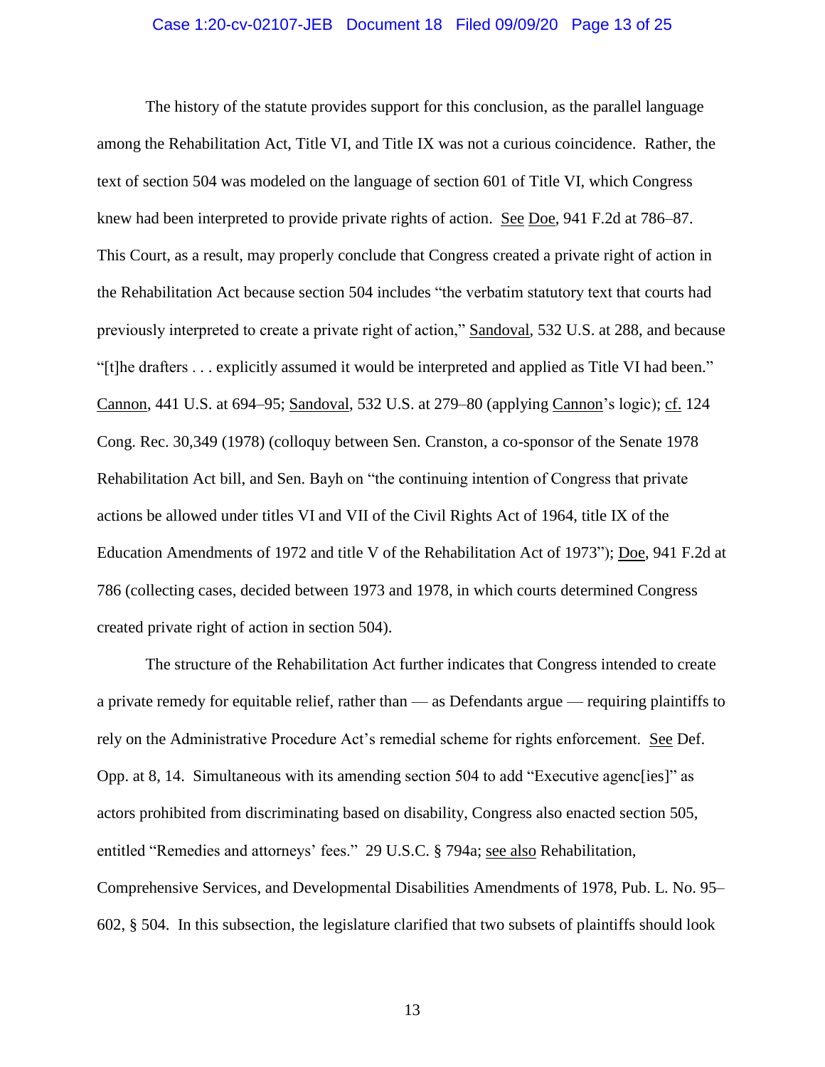The history of the statute provides support for this conclusion, as the parallel language among the Rehabilitation Act, Title VI, and Title IX was not a curious coincidence. Rather, the text of section 504 was modeled on the language of section 601 of Title VI, which Congress knew had been interpreted to provide private rights of action. See Doe, 941 F.2d at 786–87. This Court, as a result, may properly conclude that Congress created a private right of action in the Rehabilitation Act because section 504 includes "the verbatim statutory text that courts had previously interpreted to create a private right of action," Sandoval, 532 U.S. at 288, and because "[t]he drafters . . . explicitly assumed it would be interpreted and applied as Title VI had been." Cannon, 441 U.S. at 694–95; Sandoval, 532 U.S. at 279–80 (applying Cannon's logic); cf. 124 Cong. Rec. 30,349 (1978) (colloquy between Sen. Cranston, a co-sponsor of the Senate 1978 Rehabilitation Act bill, and Sen. Bayh on "the continuing intention of Congress that private actions be allowed under titles VI and VII of the Civil Rights Act of 1964, title IX of the Education Amendments of 1972 and title V of the Rehabilitation Act of 1973"); Doe, 941 F.2d at 786 (collecting cases, decided between 1973 and 1978, in which courts determined Congress created private right of action in section 504).

The structure of the Rehabilitation Act further indicates that Congress intended to create a private remedy for equitable relief, rather than — as Defendants argue — requiring plaintiffs to rely on the Administrative Procedure Act's remedial scheme for rights enforcement. See Def. Opp. at 8, 14. Simultaneous with its amending section 504 to add "Executive agenc[ies]" as actors prohibited from discriminating based on disability, Congress also enacted section 505, entitled "Remedies and attorneys' fees." 29 U.S.C. § 794a; see also Rehabilitation, Comprehensive Services, and Developmental Disabilities Amendments of 1978, Pub. L. No. 95–602, § 504. In this subsection, the legislature clarified that two subsets of plaintiffs should look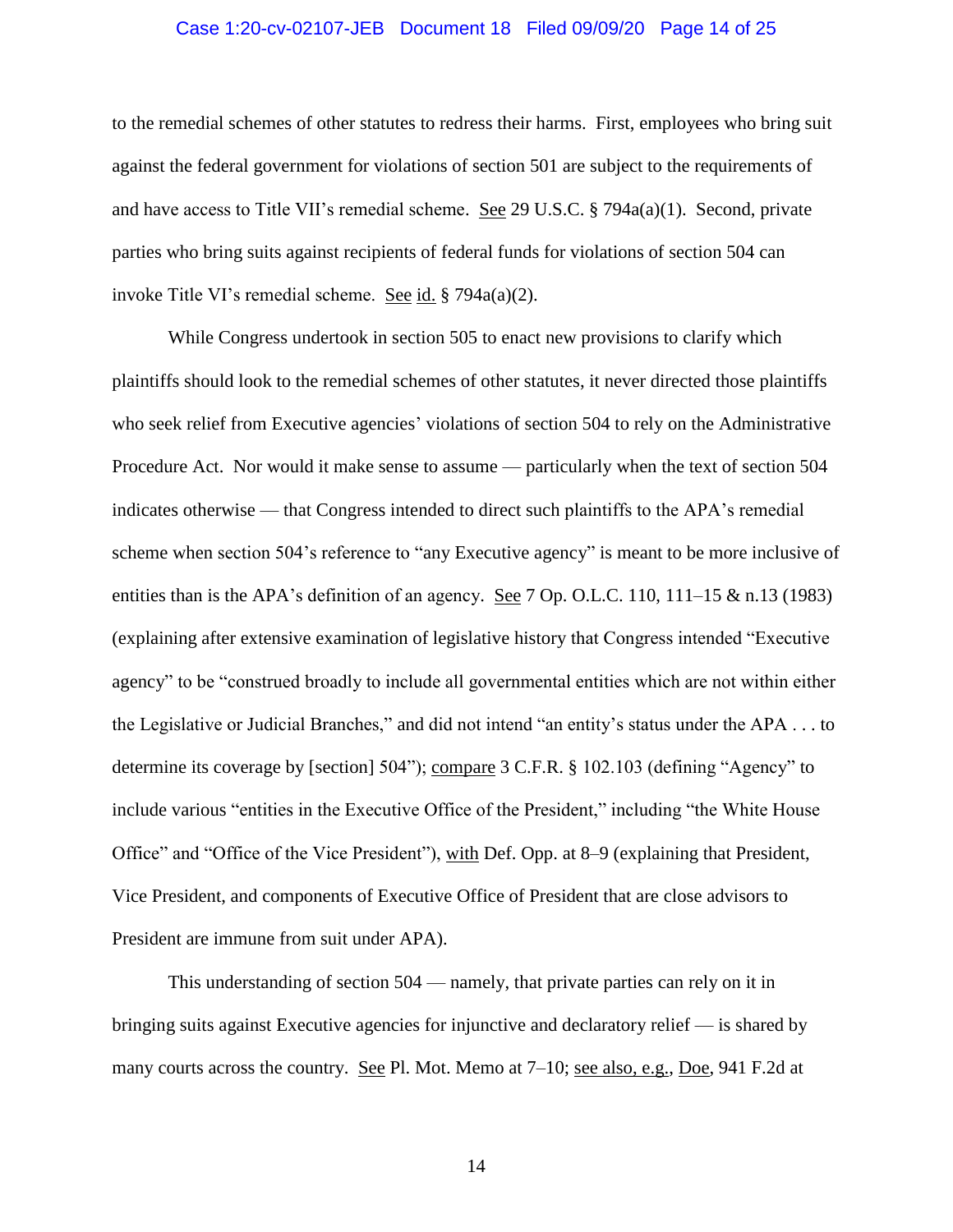to the remedial schemes of other statutes to redress their harms. First, employees who bring suit against the federal government for violations of section 501 are subject to the requirements of and have access to Title VII's remedial scheme. See 29 U.S.C. § 794a(a)(1). Second, private parties who bring suits against recipients of federal funds for violations of section 504 can invoke Title VI's remedial scheme. See id. § 794a(a)(2).

While Congress undertook in section 505 to enact new provisions to clarify which plaintiffs should look to the remedial schemes of other statutes, it never directed those plaintiffs who seek relief from Executive agencies' violations of section 504 to rely on the Administrative Procedure Act. Nor would it make sense to assume — particularly when the text of section 504 indicates otherwise — that Congress intended to direct such plaintiffs to the APA's remedial scheme when section 504's reference to "any Executive agency" is meant to be more inclusive of entities than is the APA's definition of an agency. See 7 Op. O.L.C. 110, 111–15 & n.13 (1983) (explaining after extensive examination of legislative history that Congress intended "Executive agency" to be "construed broadly to include all governmental entities which are not within either the Legislative or Judicial Branches," and did not intend "an entity's status under the APA . . . to determine its coverage by [section] 504"); compare 3 C.F.R. § 102.103 (defining "Agency" to include various "entities in the Executive Office of the President," including "the White House Office" and "Office of the Vice President"), with Def. Opp. at 8–9 (explaining that President, Vice President, and components of Executive Office of President that are close advisors to President are immune from suit under APA).

This understanding of section 504 — namely, that private parties can rely on it in bringing suits against Executive agencies for injunctive and declaratory relief — is shared by many courts across the country. See Pl. Mot. Memo at 7–10; see also, e.g., Doe, 941 F.2d at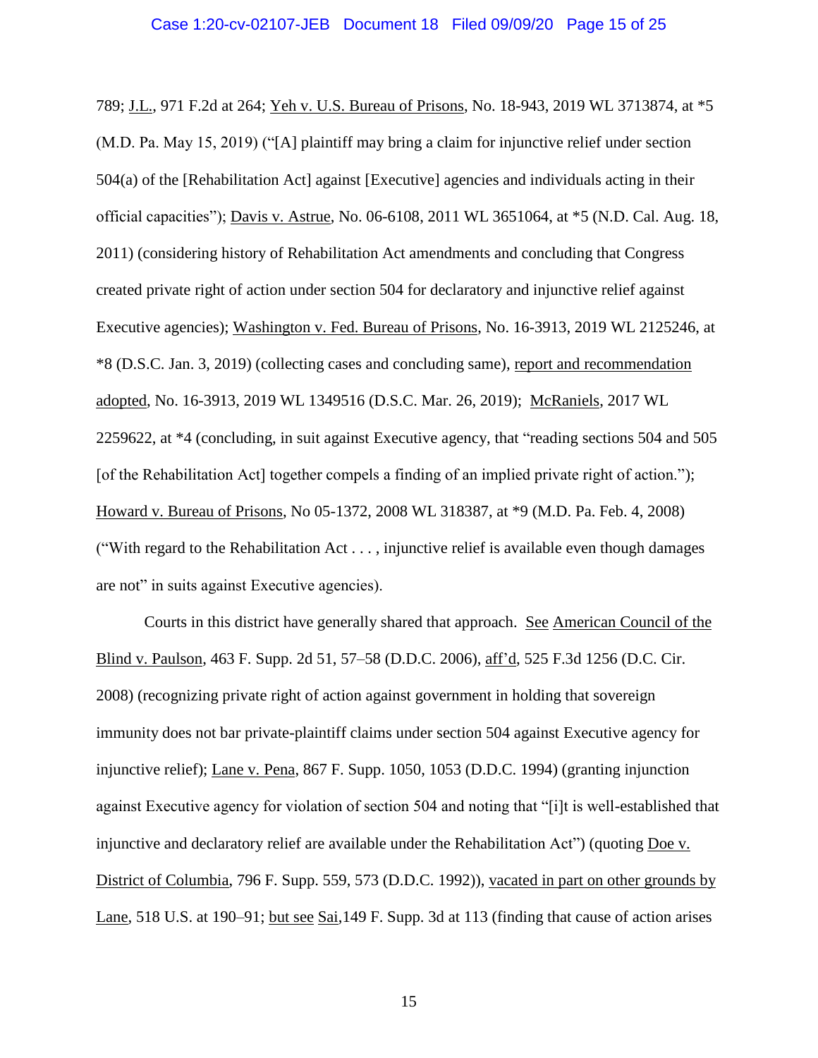789; J.L., 971 F.2d at 264; Yeh v. U.S. Bureau of Prisons, No. 18-943, 2019 WL 3713874, at *5 (M.D. Pa. May 15, 2019) ("[A] plaintiff may bring a claim for injunctive relief under section 504(a) of the [Rehabilitation Act] against [Executive] agencies and individuals acting in their official capacities"); Davis v. Astrue, No. 06-6108, 2011 WL 3651064, at *5 (N.D. Cal. Aug. 18, 2011) (considering history of Rehabilitation Act amendments and concluding that Congress created private right of action under section 504 for declaratory and injunctive relief against Executive agencies); Washington v. Fed. Bureau of Prisons, No. 16-3913, 2019 WL 2125246, at *8 (D.S.C. Jan. 3, 2019) (collecting cases and concluding same), report and recommendation adopted, No. 16-3913, 2019 WL 1349516 (D.S.C. Mar. 26, 2019); McRaniels, 2017 WL 2259622, at *4 (concluding, in suit against Executive agency, that "reading sections 504 and 505 [of the Rehabilitation Act] together compels a finding of an implied private right of action."); Howard v. Bureau of Prisons, No 05-1372, 2008 WL 318387, at *9 (M.D. Pa. Feb. 4, 2008) ("With regard to the Rehabilitation Act . . . , injunctive relief is available even though damages are not" in suits against Executive agencies).

Courts in this district have generally shared that approach. See American Council of the Blind v. Paulson, 463 F. Supp. 2d 51, 57–58 (D.D.C. 2006), aff'd, 525 F.3d 1256 (D.C. Cir. 2008) (recognizing private right of action against government in holding that sovereign immunity does not bar private-plaintiff claims under section 504 against Executive agency for injunctive relief); Lane v. Pena, 867 F. Supp. 1050, 1053 (D.D.C. 1994) (granting injunction against Executive agency for violation of section 504 and noting that "[i]t is well-established that injunctive and declaratory relief are available under the Rehabilitation Act") (quoting Doe v. District of Columbia, 796 F. Supp. 559, 573 (D.D.C. 1992)), vacated in part on other grounds by Lane, 518 U.S. at 190–91; but see Sai,149 F. Supp. 3d at 113 (finding that cause of action arises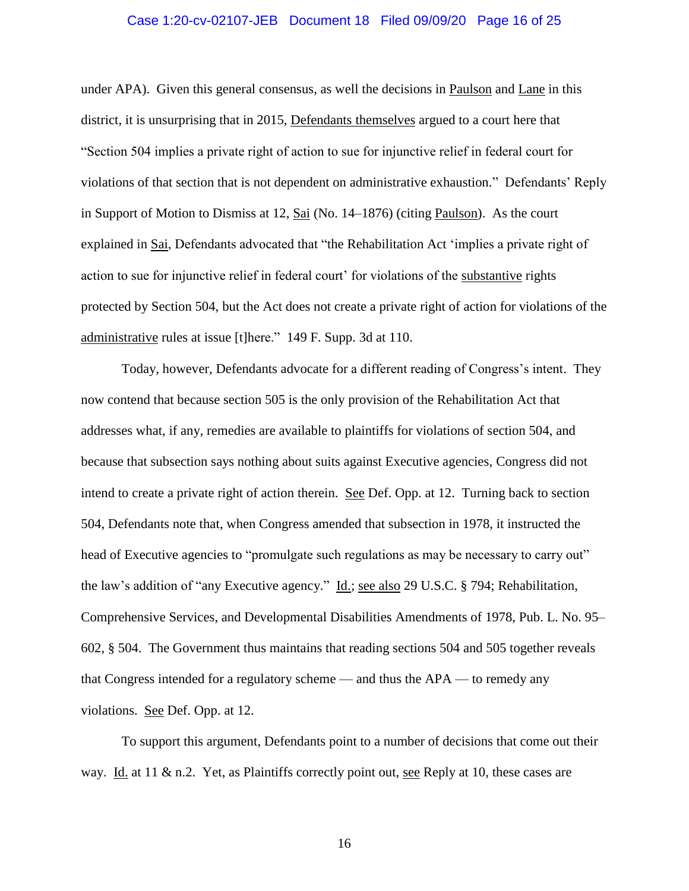under APA). Given this general consensus, as well the decisions in Paulson and Lane in this district, it is unsurprising that in 2015, Defendants themselves argued to a court here that "Section 504 implies a private right of action to sue for injunctive relief in federal court for violations of that section that is not dependent on administrative exhaustion." Defendants' Reply in Support of Motion to Dismiss at 12, Sai (No. 14–1876) (citing Paulson). As the court explained in Sai, Defendants advocated that "the Rehabilitation Act 'implies a private right of action to sue for injunctive relief in federal court' for violations of the substantive rights protected by Section 504, but the Act does not create a private right of action for violations of the administrative rules at issue [t]here." 149 F. Supp. 3d at 110.

Today, however, Defendants advocate for a different reading of Congress's intent. They now contend that because section 505 is the only provision of the Rehabilitation Act that addresses what, if any, remedies are available to plaintiffs for violations of section 504, and because that subsection says nothing about suits against Executive agencies, Congress did not intend to create a private right of action therein. See Def. Opp. at 12. Turning back to section 504, Defendants note that, when Congress amended that subsection in 1978, it instructed the head of Executive agencies to "promulgate such regulations as may be necessary to carry out" the law's addition of "any Executive agency." Id.; see also 29 U.S.C. § 794; Rehabilitation, Comprehensive Services, and Developmental Disabilities Amendments of 1978, Pub. L. No. 95–602, § 504. The Government thus maintains that reading sections 504 and 505 together reveals that Congress intended for a regulatory scheme — and thus the APA — to remedy any violations. See Def. Opp. at 12.

To support this argument, Defendants point to a number of decisions that come out their way. Id. at 11 & n.2. Yet, as Plaintiffs correctly point out, see Reply at 10, these cases are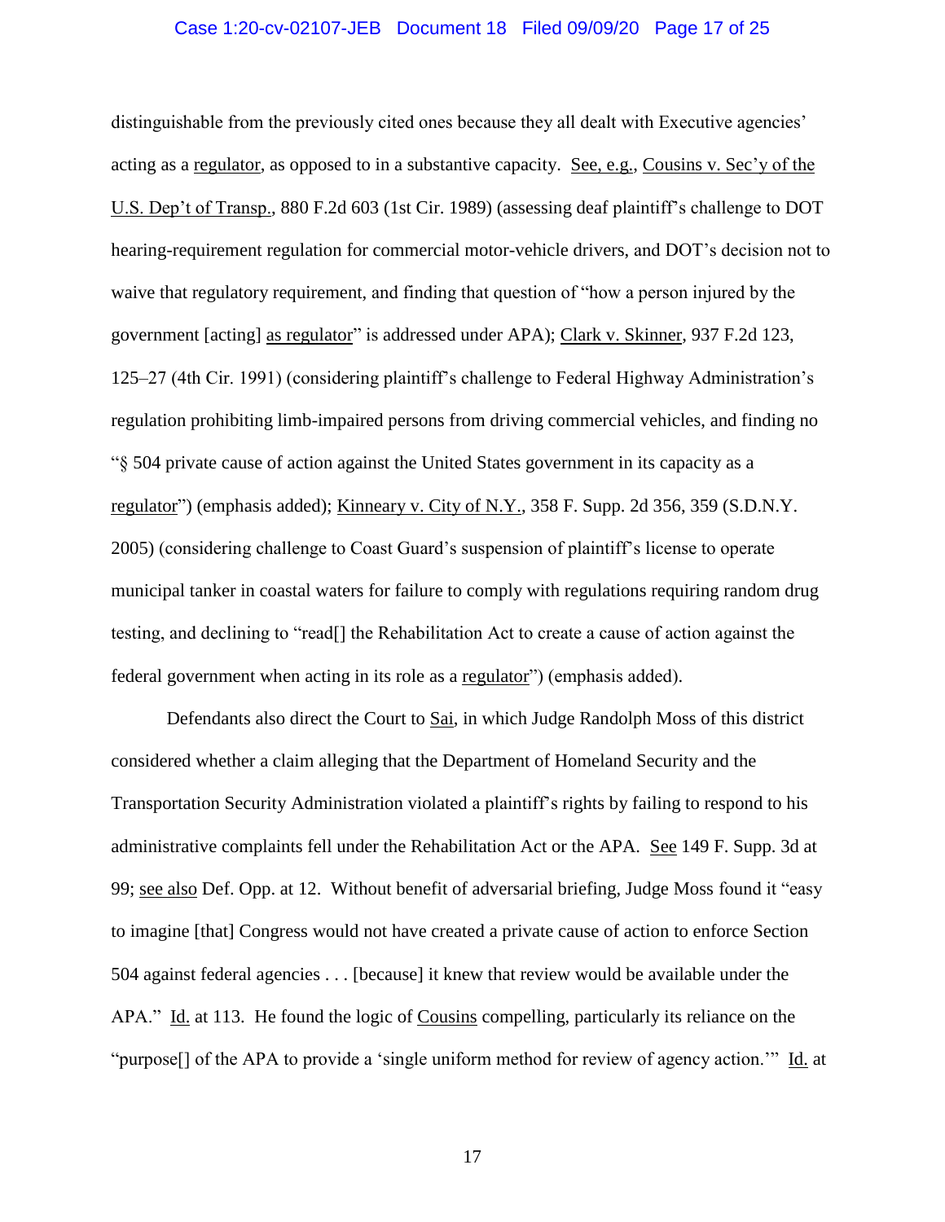distinguishable from the previously cited ones because they all dealt with Executive agencies' acting as a <u>regulator</u>, as opposed to in a substantive capacity. <u>See, e.g.</u>, <u>Cousins v. Sec'y of the U.S. Dep't of Transp.</u>, 880 F.2d 603 (1st Cir. 1989) (assessing deaf plaintiff's challenge to DOT hearing-requirement regulation for commercial motor-vehicle drivers, and DOT's decision not to waive that regulatory requirement, and finding that question of "how a person injured by the government [acting] <u>as regulator</u>" is addressed under APA); <u>Clark v. Skinner</u>, 937 F.2d 123, 125–27 (4th Cir. 1991) (considering plaintiff's challenge to Federal Highway Administration's regulation prohibiting limb-impaired persons from driving commercial vehicles, and finding no "§ 504 private cause of action against the United States government in its capacity as a <u>regulator</u>") (emphasis added); <u>Kinneary v. City of N.Y.</u>, 358 F. Supp. 2d 356, 359 (S.D.N.Y. 2005) (considering challenge to Coast Guard's suspension of plaintiff's license to operate municipal tanker in coastal waters for failure to comply with regulations requiring random drug testing, and declining to "read[] the Rehabilitation Act to create a cause of action against the federal government when acting in its role as a <u>regulator</u>") (emphasis added).

Defendants also direct the Court to <u>Sai</u>, in which Judge Randolph Moss of this district considered whether a claim alleging that the Department of Homeland Security and the Transportation Security Administration violated a plaintiff's rights by failing to respond to his administrative complaints fell under the Rehabilitation Act or the APA. <u>See</u> 149 F. Supp. 3d at 99; <u>see also</u> Def. Opp. at 12. Without benefit of adversarial briefing, Judge Moss found it "easy to imagine [that] Congress would not have created a private cause of action to enforce Section 504 against federal agencies . . . [because] it knew that review would be available under the APA." <u>Id.</u> at 113. He found the logic of <u>Cousins</u> compelling, particularly its reliance on the "purpose[] of the APA to provide a 'single uniform method for review of agency action.'" <u>Id.</u> at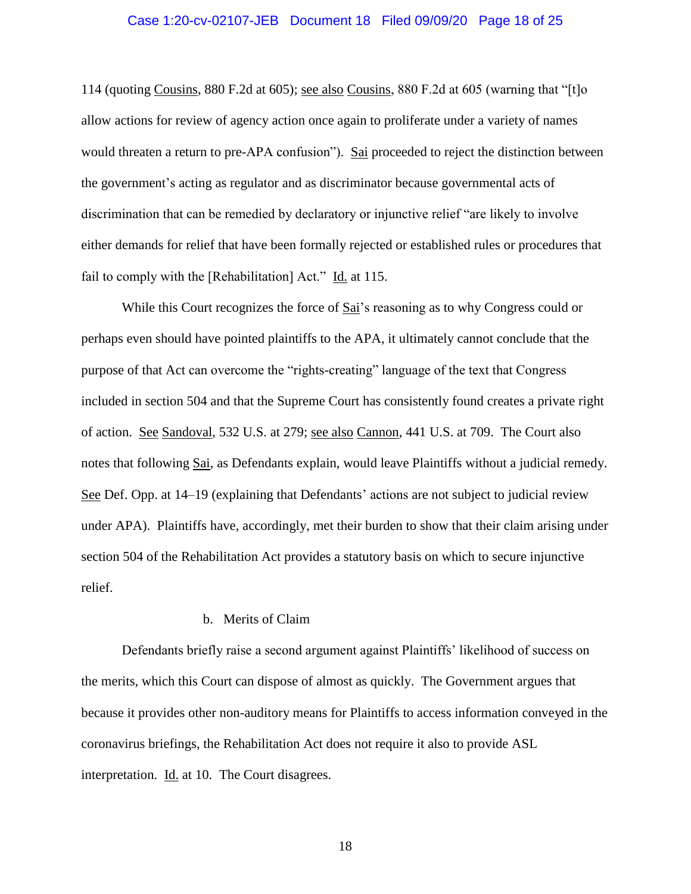114 (quoting Cousins, 880 F.2d at 605); see also Cousins, 880 F.2d at 605 (warning that "[t]o allow actions for review of agency action once again to proliferate under a variety of names would threaten a return to pre-APA confusion"). Sai proceeded to reject the distinction between the government's acting as regulator and as discriminator because governmental acts of discrimination that can be remedied by declaratory or injunctive relief "are likely to involve either demands for relief that have been formally rejected or established rules or procedures that fail to comply with the [Rehabilitation] Act." Id. at 115.

While this Court recognizes the force of Sai's reasoning as to why Congress could or perhaps even should have pointed plaintiffs to the APA, it ultimately cannot conclude that the purpose of that Act can overcome the "rights-creating" language of the text that Congress included in section 504 and that the Supreme Court has consistently found creates a private right of action. See Sandoval, 532 U.S. at 279; see also Cannon, 441 U.S. at 709. The Court also notes that following Sai, as Defendants explain, would leave Plaintiffs without a judicial remedy. See Def. Opp. at 14–19 (explaining that Defendants' actions are not subject to judicial review under APA). Plaintiffs have, accordingly, met their burden to show that their claim arising under section 504 of the Rehabilitation Act provides a statutory basis on which to secure injunctive relief.

b. Merits of Claim

Defendants briefly raise a second argument against Plaintiffs' likelihood of success on the merits, which this Court can dispose of almost as quickly. The Government argues that because it provides other non-auditory means for Plaintiffs to access information conveyed in the coronavirus briefings, the Rehabilitation Act does not require it also to provide ASL interpretation. Id. at 10. The Court disagrees.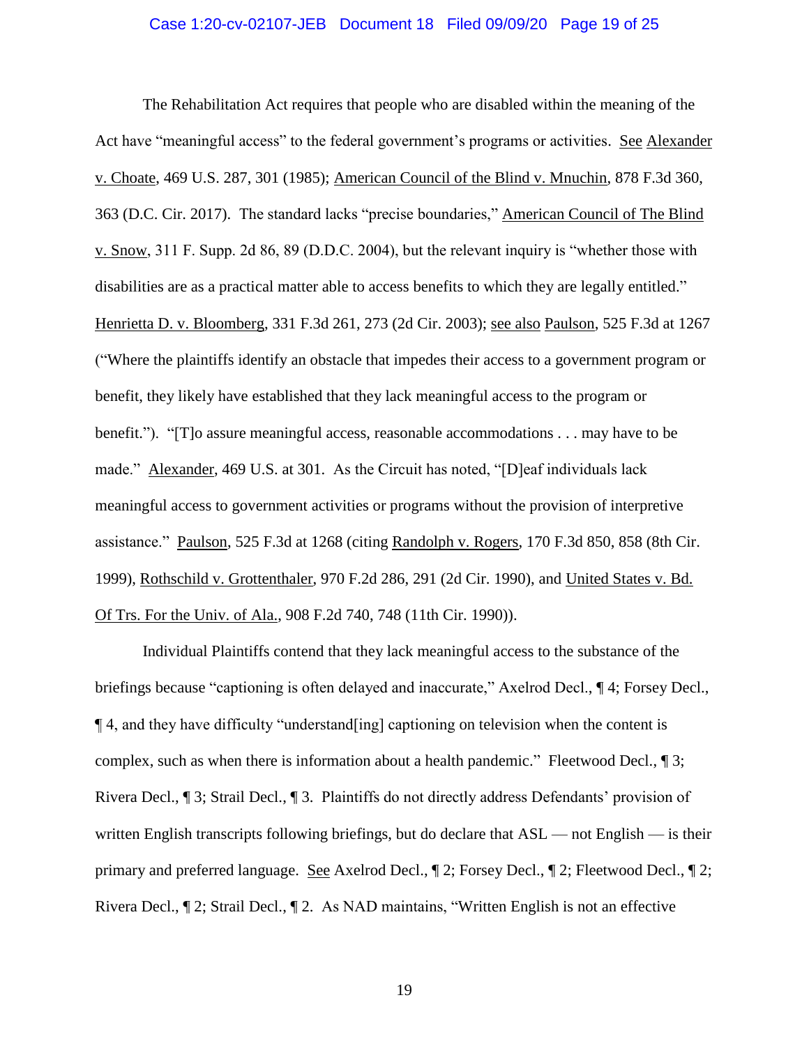The Rehabilitation Act requires that people who are disabled within the meaning of the Act have "meaningful access" to the federal government's programs or activities. See Alexander v. Choate, 469 U.S. 287, 301 (1985); American Council of the Blind v. Mnuchin, 878 F.3d 360, 363 (D.C. Cir. 2017). The standard lacks "precise boundaries," American Council of The Blind v. Snow, 311 F. Supp. 2d 86, 89 (D.D.C. 2004), but the relevant inquiry is "whether those with disabilities are as a practical matter able to access benefits to which they are legally entitled." Henrietta D. v. Bloomberg, 331 F.3d 261, 273 (2d Cir. 2003); see also Paulson, 525 F.3d at 1267 ("Where the plaintiffs identify an obstacle that impedes their access to a government program or benefit, they likely have established that they lack meaningful access to the program or benefit."). "[T]o assure meaningful access, reasonable accommodations . . . may have to be made." Alexander, 469 U.S. at 301. As the Circuit has noted, "[D]eaf individuals lack meaningful access to government activities or programs without the provision of interpretive assistance." Paulson, 525 F.3d at 1268 (citing Randolph v. Rogers, 170 F.3d 850, 858 (8th Cir. 1999), Rothschild v. Grottenthaler, 970 F.2d 286, 291 (2d Cir. 1990), and United States v. Bd. Of Trs. For the Univ. of Ala., 908 F.2d 740, 748 (11th Cir. 1990)).

Individual Plaintiffs contend that they lack meaningful access to the substance of the briefings because "captioning is often delayed and inaccurate," Axelrod Decl., ¶ 4; Forsey Decl., ¶ 4, and they have difficulty "understand[ing] captioning on television when the content is complex, such as when there is information about a health pandemic." Fleetwood Decl., ¶ 3; Rivera Decl., ¶ 3; Strail Decl., ¶ 3. Plaintiffs do not directly address Defendants' provision of written English transcripts following briefings, but do declare that ASL — not English — is their primary and preferred language. See Axelrod Decl., ¶ 2; Forsey Decl., ¶ 2; Fleetwood Decl., ¶ 2; Rivera Decl., ¶ 2; Strail Decl., ¶ 2. As NAD maintains, "Written English is not an effective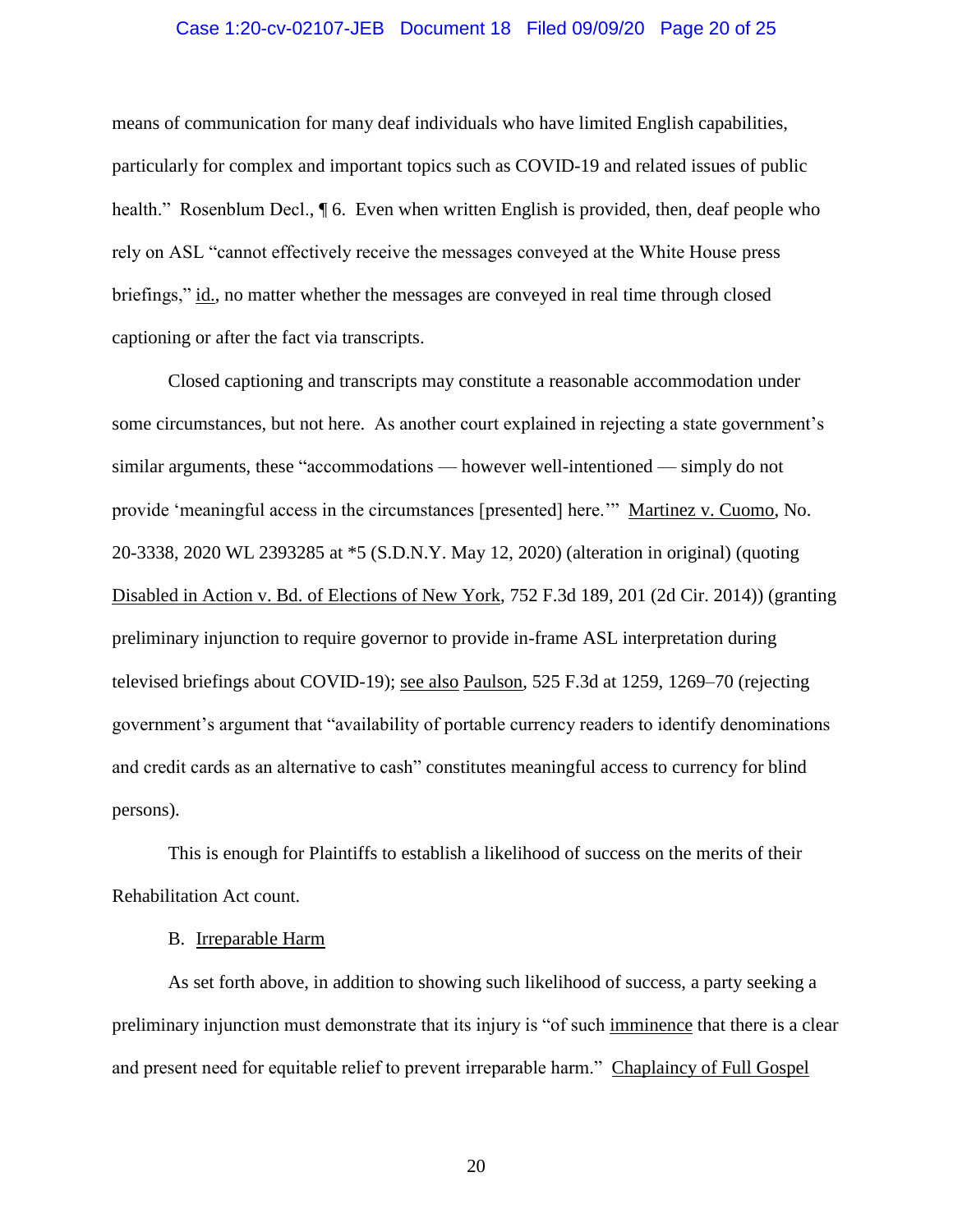means of communication for many deaf individuals who have limited English capabilities, particularly for complex and important topics such as COVID-19 and related issues of public health." Rosenblum Decl., ¶ 6. Even when written English is provided, then, deaf people who rely on ASL "cannot effectively receive the messages conveyed at the White House press briefings," id., no matter whether the messages are conveyed in real time through closed captioning or after the fact via transcripts.

Closed captioning and transcripts may constitute a reasonable accommodation under some circumstances, but not here. As another court explained in rejecting a state government's similar arguments, these "accommodations — however well-intentioned — simply do not provide 'meaningful access in the circumstances [presented] here.'" Martinez v. Cuomo, No. 20-3338, 2020 WL 2393285 at *5 (S.D.N.Y. May 12, 2020) (alteration in original) (quoting Disabled in Action v. Bd. of Elections of New York, 752 F.3d 189, 201 (2d Cir. 2014)) (granting preliminary injunction to require governor to provide in-frame ASL interpretation during televised briefings about COVID-19); see also Paulson, 525 F.3d at 1259, 1269–70 (rejecting government's argument that "availability of portable currency readers to identify denominations and credit cards as an alternative to cash" constitutes meaningful access to currency for blind persons).

This is enough for Plaintiffs to establish a likelihood of success on the merits of their Rehabilitation Act count.

### B. Irreparable Harm

As set forth above, in addition to showing such likelihood of success, a party seeking a preliminary injunction must demonstrate that its injury is "of such imminence that there is a clear and present need for equitable relief to prevent irreparable harm." Chaplaincy of Full Gospel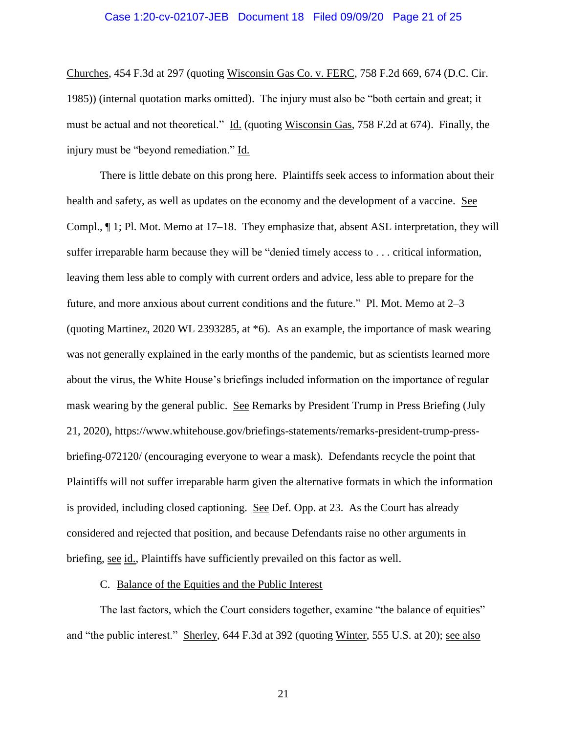Churches, 454 F.3d at 297 (quoting Wisconsin Gas Co. v. FERC, 758 F.2d 669, 674 (D.C. Cir. 1985)) (internal quotation marks omitted). The injury must also be "both certain and great; it must be actual and not theoretical." Id. (quoting Wisconsin Gas, 758 F.2d at 674). Finally, the injury must be "beyond remediation." Id.

There is little debate on this prong here. Plaintiffs seek access to information about their health and safety, as well as updates on the economy and the development of a vaccine. See Compl., ¶ 1; Pl. Mot. Memo at 17–18. They emphasize that, absent ASL interpretation, they will suffer irreparable harm because they will be "denied timely access to . . . critical information, leaving them less able to comply with current orders and advice, less able to prepare for the future, and more anxious about current conditions and the future." Pl. Mot. Memo at 2–3 (quoting Martinez, 2020 WL 2393285, at *6). As an example, the importance of mask wearing was not generally explained in the early months of the pandemic, but as scientists learned more about the virus, the White House's briefings included information on the importance of regular mask wearing by the general public. See Remarks by President Trump in Press Briefing (July 21, 2020), https://www.whitehouse.gov/briefings-statements/remarks-president-trump-press-briefing-072120/ (encouraging everyone to wear a mask). Defendants recycle the point that Plaintiffs will not suffer irreparable harm given the alternative formats in which the information is provided, including closed captioning. See Def. Opp. at 23. As the Court has already considered and rejected that position, and because Defendants raise no other arguments in briefing, see id., Plaintiffs have sufficiently prevailed on this factor as well.

C. Balance of the Equities and the Public Interest

The last factors, which the Court considers together, examine "the balance of equities" and "the public interest." Sherley, 644 F.3d at 392 (quoting Winter, 555 U.S. at 20); see also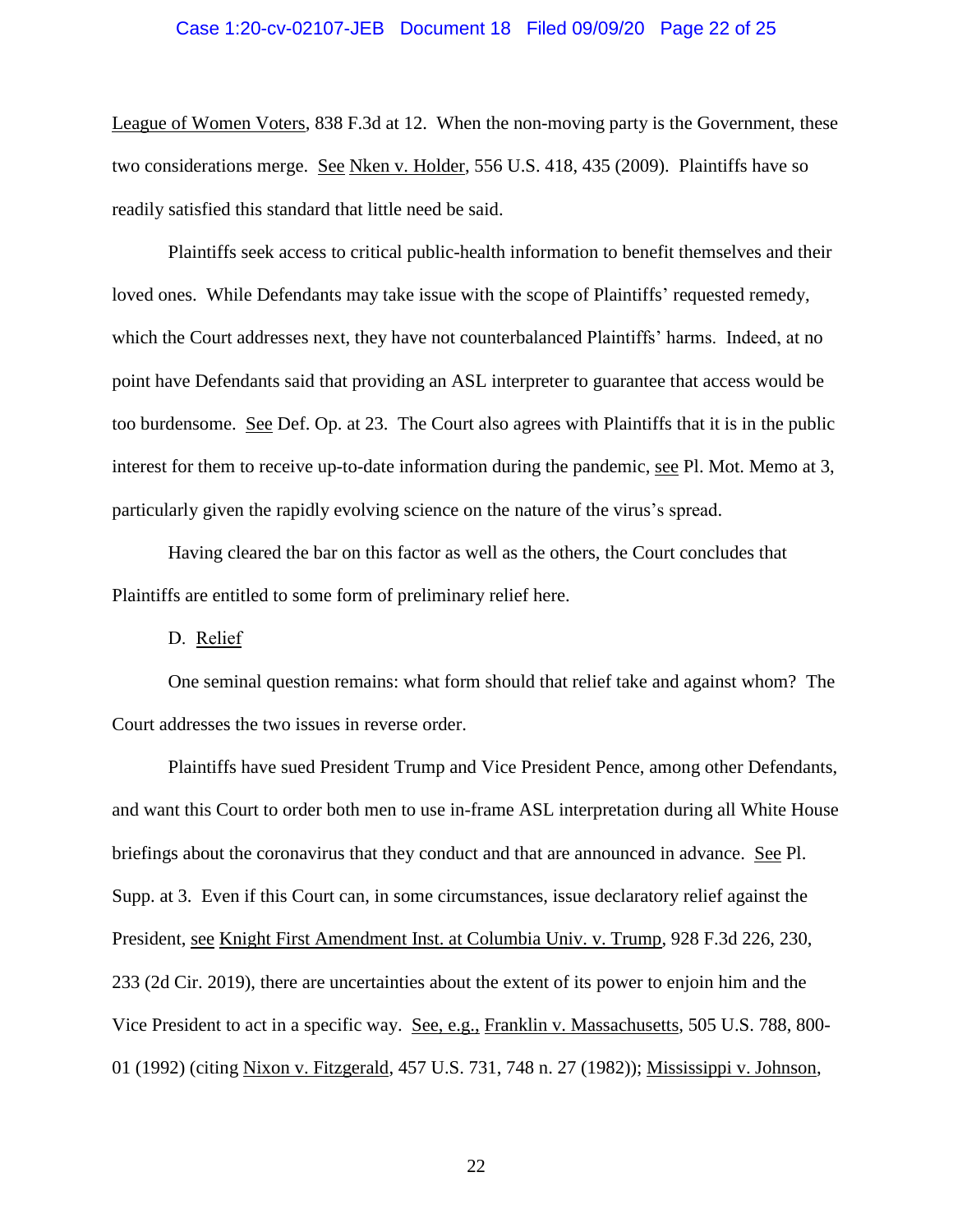League of Women Voters, 838 F.3d at 12. When the non-moving party is the Government, these two considerations merge. See Nken v. Holder, 556 U.S. 418, 435 (2009). Plaintiffs have so readily satisfied this standard that little need be said.

Plaintiffs seek access to critical public-health information to benefit themselves and their loved ones. While Defendants may take issue with the scope of Plaintiffs' requested remedy, which the Court addresses next, they have not counterbalanced Plaintiffs' harms. Indeed, at no point have Defendants said that providing an ASL interpreter to guarantee that access would be too burdensome. See Def. Op. at 23. The Court also agrees with Plaintiffs that it is in the public interest for them to receive up-to-date information during the pandemic, see Pl. Mot. Memo at 3, particularly given the rapidly evolving science on the nature of the virus's spread.

Having cleared the bar on this factor as well as the others, the Court concludes that Plaintiffs are entitled to some form of preliminary relief here.

D. Relief

One seminal question remains: what form should that relief take and against whom? The Court addresses the two issues in reverse order.

Plaintiffs have sued President Trump and Vice President Pence, among other Defendants, and want this Court to order both men to use in-frame ASL interpretation during all White House briefings about the coronavirus that they conduct and that are announced in advance. See Pl. Supp. at 3. Even if this Court can, in some circumstances, issue declaratory relief against the President, see Knight First Amendment Inst. at Columbia Univ. v. Trump, 928 F.3d 226, 230, 233 (2d Cir. 2019), there are uncertainties about the extent of its power to enjoin him and the Vice President to act in a specific way. See, e.g., Franklin v. Massachusetts, 505 U.S. 788, 800-01 (1992) (citing Nixon v. Fitzgerald, 457 U.S. 731, 748 n. 27 (1982)); Mississippi v. Johnson,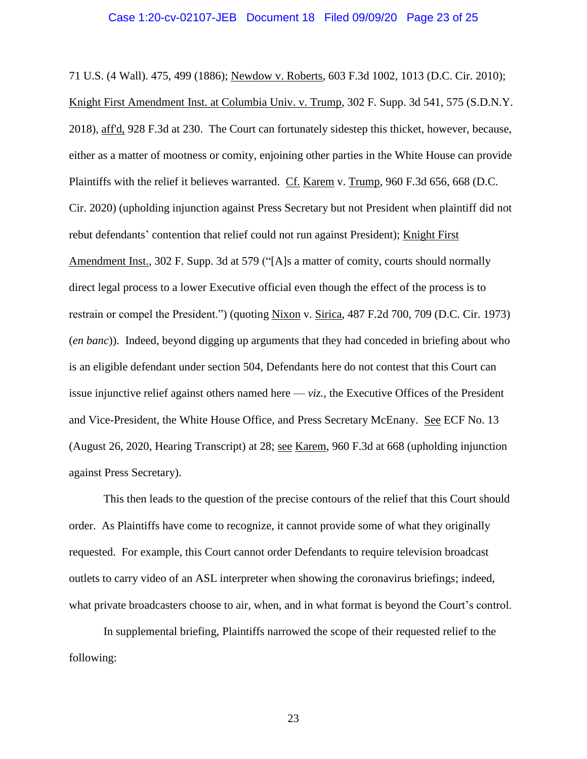71 U.S. (4 Wall). 475, 499 (1886); Newdow v. Roberts, 603 F.3d 1002, 1013 (D.C. Cir. 2010); Knight First Amendment Inst. at Columbia Univ. v. Trump, 302 F. Supp. 3d 541, 575 (S.D.N.Y. 2018), aff'd, 928 F.3d at 230. The Court can fortunately sidestep this thicket, however, because, either as a matter of mootness or comity, enjoining other parties in the White House can provide Plaintiffs with the relief it believes warranted. Cf. Karem v. Trump, 960 F.3d 656, 668 (D.C. Cir. 2020) (upholding injunction against Press Secretary but not President when plaintiff did not rebut defendants' contention that relief could not run against President); Knight First Amendment Inst., 302 F. Supp. 3d at 579 ("[A]s a matter of comity, courts should normally direct legal process to a lower Executive official even though the effect of the process is to restrain or compel the President.") (quoting Nixon v. Sirica, 487 F.2d 700, 709 (D.C. Cir. 1973) (*en banc*)). Indeed, beyond digging up arguments that they had conceded in briefing about who is an eligible defendant under section 504, Defendants here do not contest that this Court can issue injunctive relief against others named here — *viz.*, the Executive Offices of the President and Vice-President, the White House Office, and Press Secretary McEnany. See ECF No. 13 (August 26, 2020, Hearing Transcript) at 28; see Karem, 960 F.3d at 668 (upholding injunction against Press Secretary).

This then leads to the question of the precise contours of the relief that this Court should order. As Plaintiffs have come to recognize, it cannot provide some of what they originally requested. For example, this Court cannot order Defendants to require television broadcast outlets to carry video of an ASL interpreter when showing the coronavirus briefings; indeed, what private broadcasters choose to air, when, and in what format is beyond the Court's control.

In supplemental briefing, Plaintiffs narrowed the scope of their requested relief to the following: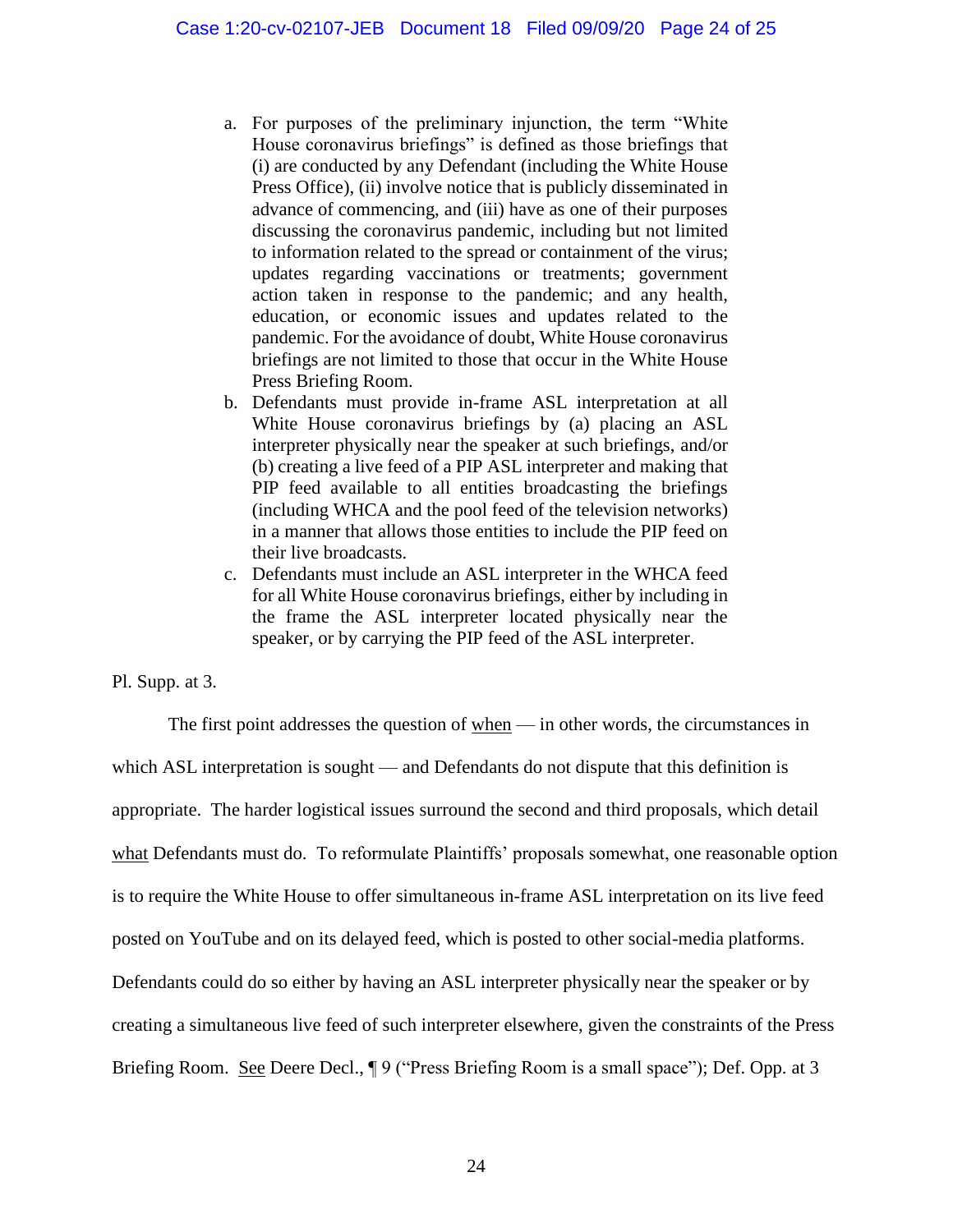a. For purposes of the preliminary injunction, the term "White House coronavirus briefings" is defined as those briefings that (i) are conducted by any Defendant (including the White House Press Office), (ii) involve notice that is publicly disseminated in advance of commencing, and (iii) have as one of their purposes discussing the coronavirus pandemic, including but not limited to information related to the spread or containment of the virus; updates regarding vaccinations or treatments; government action taken in response to the pandemic; and any health, education, or economic issues and updates related to the pandemic. For the avoidance of doubt, White House coronavirus briefings are not limited to those that occur in the White House Press Briefing Room.

b. Defendants must provide in-frame ASL interpretation at all White House coronavirus briefings by (a) placing an ASL interpreter physically near the speaker at such briefings, and/or (b) creating a live feed of a PIP ASL interpreter and making that PIP feed available to all entities broadcasting the briefings (including WHCA and the pool feed of the television networks) in a manner that allows those entities to include the PIP feed on their live broadcasts.

c. Defendants must include an ASL interpreter in the WHCA feed for all White House coronavirus briefings, either by including in the frame the ASL interpreter located physically near the speaker, or by carrying the PIP feed of the ASL interpreter.

Pl. Supp. at 3.

The first point addresses the question of when — in other words, the circumstances in which ASL interpretation is sought — and Defendants do not dispute that this definition is appropriate. The harder logistical issues surround the second and third proposals, which detail what Defendants must do. To reformulate Plaintiffs' proposals somewhat, one reasonable option is to require the White House to offer simultaneous in-frame ASL interpretation on its live feed posted on YouTube and on its delayed feed, which is posted to other social-media platforms. Defendants could do so either by having an ASL interpreter physically near the speaker or by creating a simultaneous live feed of such interpreter elsewhere, given the constraints of the Press Briefing Room. See Deere Decl., ¶ 9 ("Press Briefing Room is a small space"); Def. Opp. at 3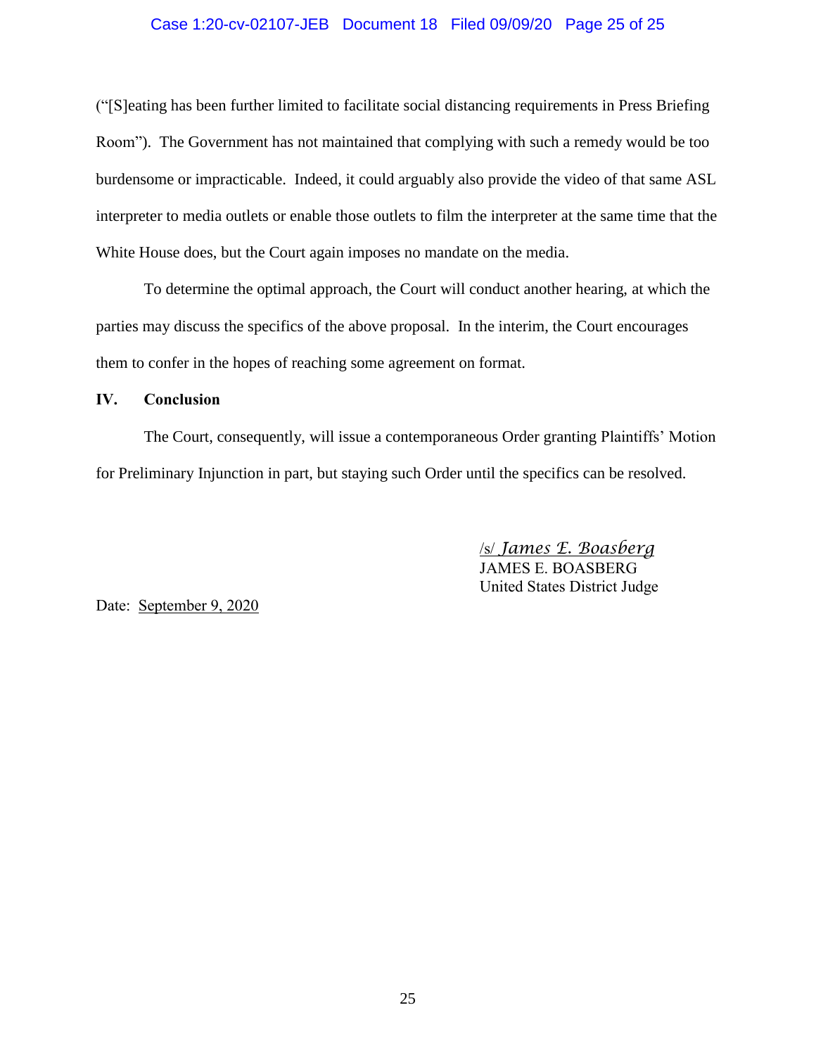("[S]eating has been further limited to facilitate social distancing requirements in Press Briefing Room"). The Government has not maintained that complying with such a remedy would be too burdensome or impracticable. Indeed, it could arguably also provide the video of that same ASL interpreter to media outlets or enable those outlets to film the interpreter at the same time that the White House does, but the Court again imposes no mandate on the media.

To determine the optimal approach, the Court will conduct another hearing, at which the parties may discuss the specifics of the above proposal. In the interim, the Court encourages them to confer in the hopes of reaching some agreement on format.

## IV. Conclusion

The Court, consequently, will issue a contemporaneous Order granting Plaintiffs' Motion for Preliminary Injunction in part, but staying such Order until the specifics can be resolved.

/s/ *James E. Boasberg*
JAMES E. BOASBERG
United States District Judge

Date: September 9, 2020